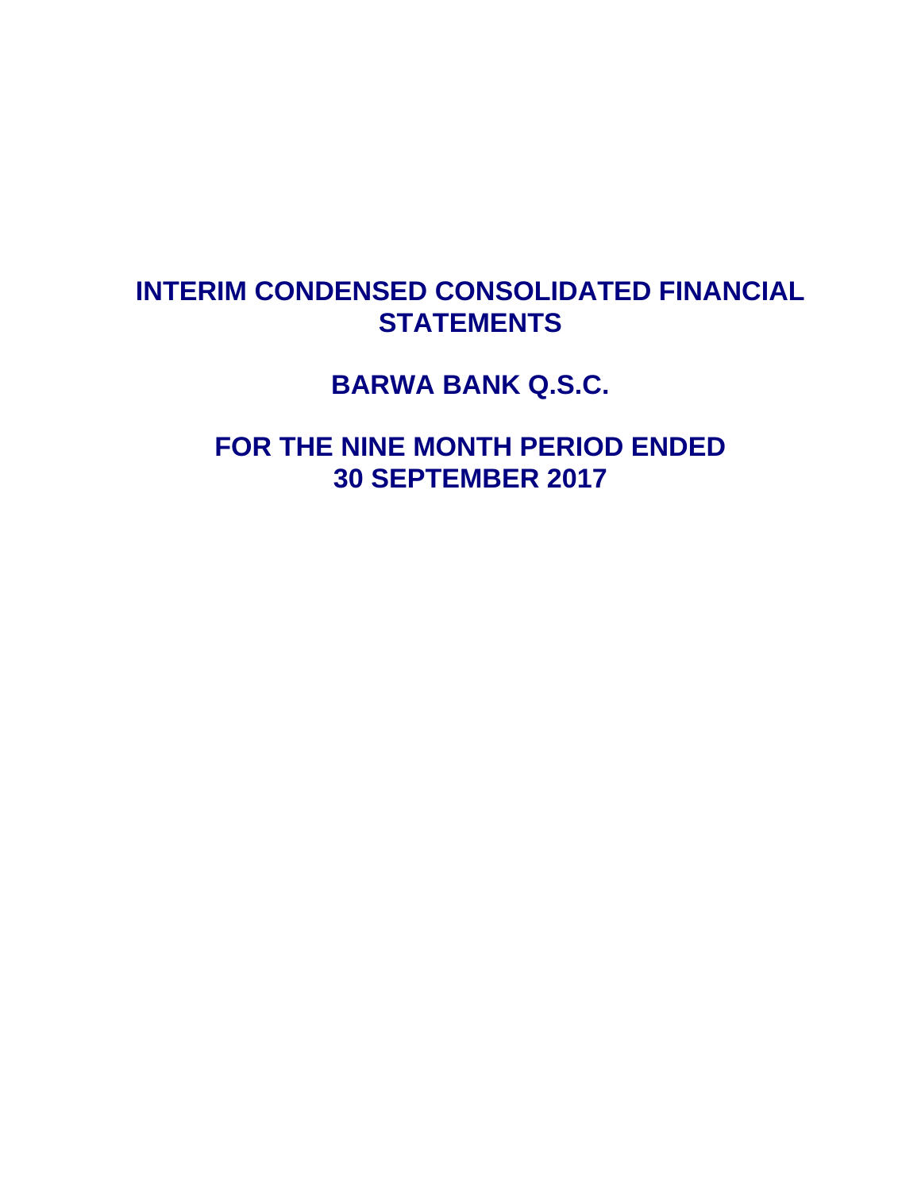# INTERIM CONDENSED CONSOLIDATED FINANCIAL STATEMENTS

# BARWA BANK Q.S.C.

# FOR THE NINE MONTH PERIOD ENDED 30 SEPTEMBER 2017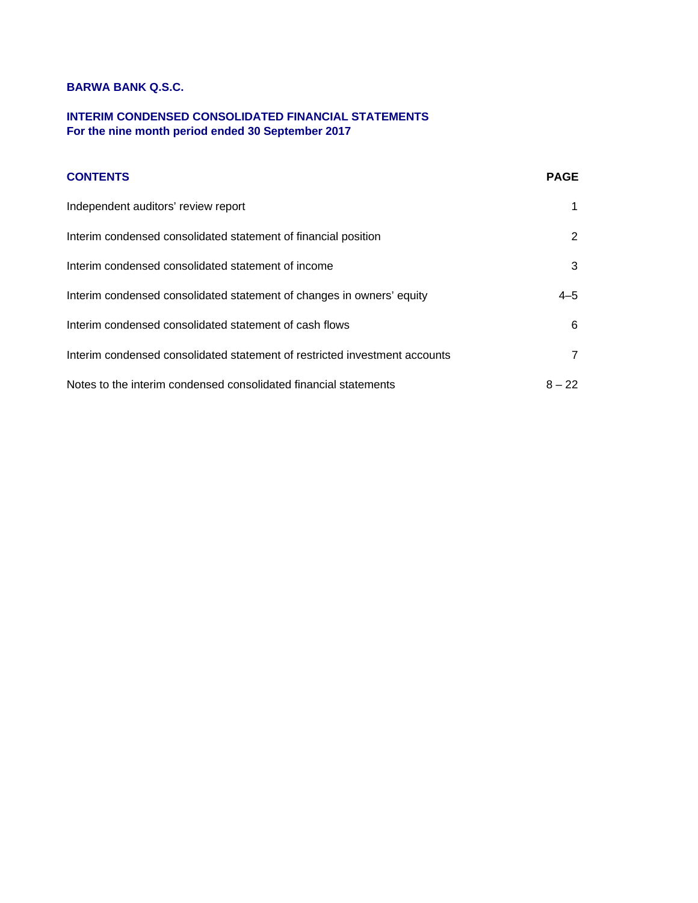**BARWA BANK Q.S.C.**

**INTERIM CONDENSED CONSOLIDATED FINANCIAL STATEMENTS**
**For the nine month period ended 30 September 2017**

| **CONTENTS** | **PAGE** |
| --- | --- |
| Independent auditors' review report | 1 |
| Interim condensed consolidated statement of financial position | 2 |
| Interim condensed consolidated statement of income | 3 |
| Interim condensed consolidated statement of changes in owners' equity | 4–5 |
| Interim condensed consolidated statement of cash flows | 6 |
| Interim condensed consolidated statement of restricted investment accounts | 7 |
| Notes to the interim condensed consolidated financial statements | 8 – 22 |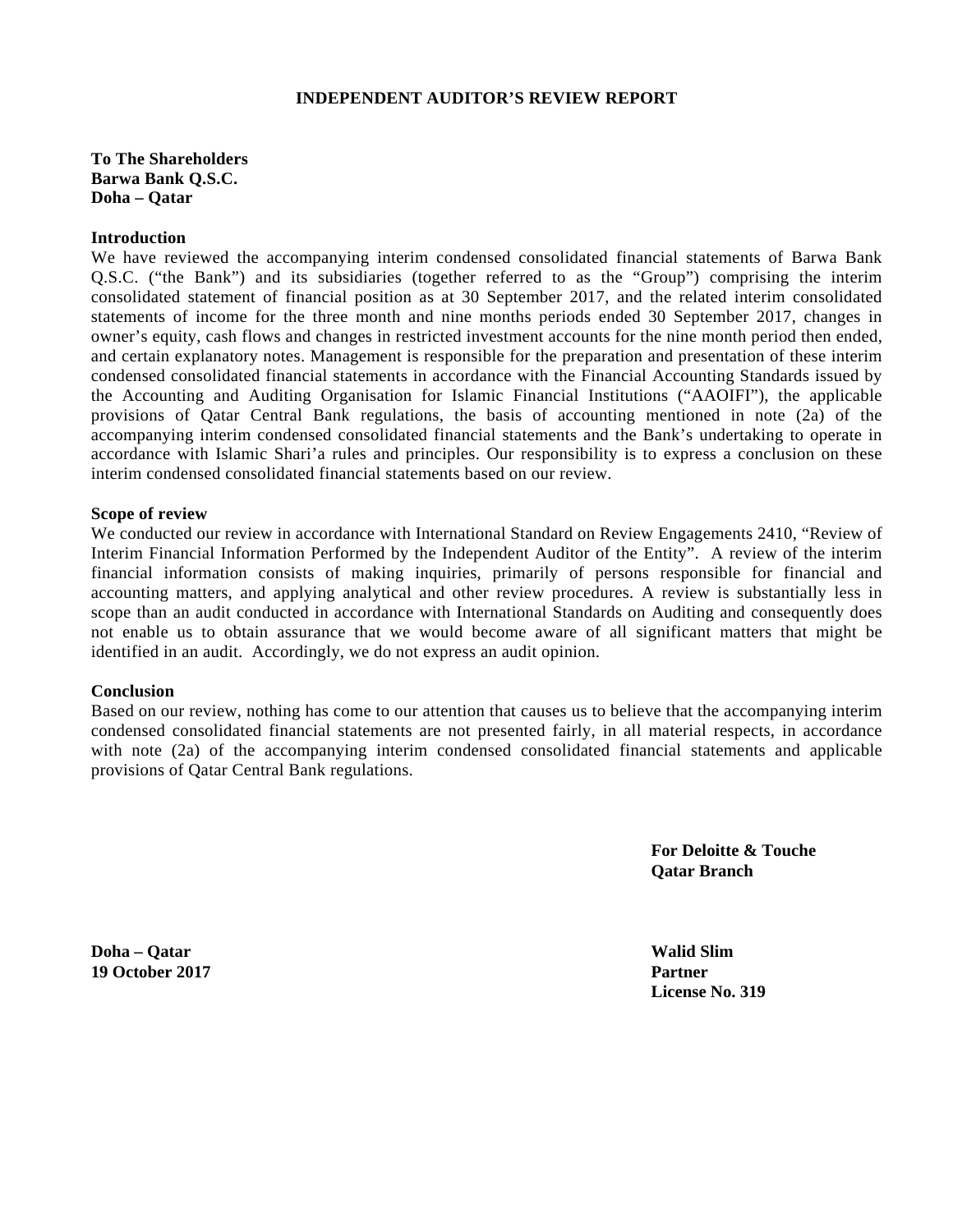# INDEPENDENT AUDITOR'S REVIEW REPORT

**To The Shareholders**
**Barwa Bank Q.S.C.**
**Doha – Qatar**

**Introduction**

We have reviewed the accompanying interim condensed consolidated financial statements of Barwa Bank Q.S.C. ("the Bank") and its subsidiaries (together referred to as the "Group") comprising the interim consolidated statement of financial position as at 30 September 2017, and the related interim consolidated statements of income for the three month and nine months periods ended 30 September 2017, changes in owner's equity, cash flows and changes in restricted investment accounts for the nine month period then ended, and certain explanatory notes. Management is responsible for the preparation and presentation of these interim condensed consolidated financial statements in accordance with the Financial Accounting Standards issued by the Accounting and Auditing Organisation for Islamic Financial Institutions ("AAOIFI"), the applicable provisions of Qatar Central Bank regulations, the basis of accounting mentioned in note (2a) of the accompanying interim condensed consolidated financial statements and the Bank's undertaking to operate in accordance with Islamic Shari'a rules and principles. Our responsibility is to express a conclusion on these interim condensed consolidated financial statements based on our review.

**Scope of review**

We conducted our review in accordance with International Standard on Review Engagements 2410, "Review of Interim Financial Information Performed by the Independent Auditor of the Entity". A review of the interim financial information consists of making inquiries, primarily of persons responsible for financial and accounting matters, and applying analytical and other review procedures. A review is substantially less in scope than an audit conducted in accordance with International Standards on Auditing and consequently does not enable us to obtain assurance that we would become aware of all significant matters that might be identified in an audit. Accordingly, we do not express an audit opinion.

**Conclusion**

Based on our review, nothing has come to our attention that causes us to believe that the accompanying interim condensed consolidated financial statements are not presented fairly, in all material respects, in accordance with note (2a) of the accompanying interim condensed consolidated financial statements and applicable provisions of Qatar Central Bank regulations.

**For Deloitte & Touche**
**Qatar Branch**

**Doha – Qatar**
**19 October 2017**

**Walid Slim**
**Partner**
**License No. 319**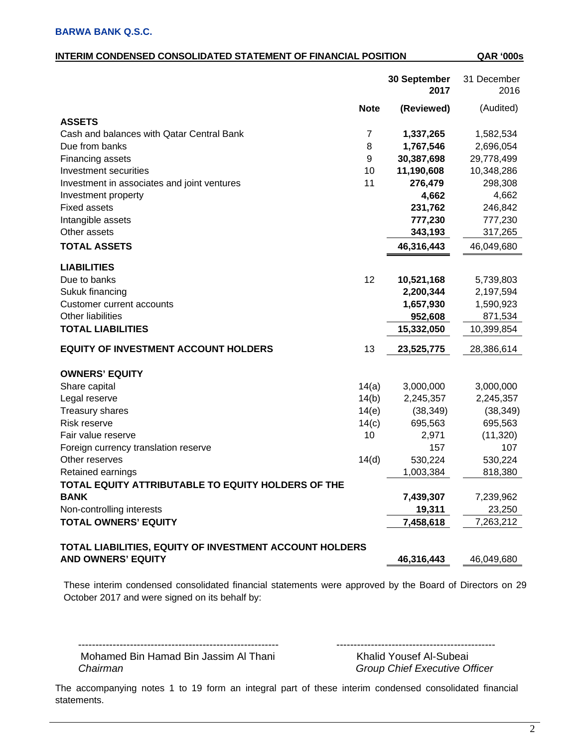**BARWA BANK Q.S.C.**

**INTERIM CONDENSED CONSOLIDATED STATEMENT OF FINANCIAL POSITION** **QAR '000s**

| | Note | 30 September 2017 (Reviewed) | 31 December 2016 (Audited) |
|---|---|---|---|
| **ASSETS** | | | |
| Cash and balances with Qatar Central Bank | 7 | **1,337,265** | 1,582,534 |
| Due from banks | 8 | **1,767,546** | 2,696,054 |
| Financing assets | 9 | **30,387,698** | 29,778,499 |
| Investment securities | 10 | **11,190,608** | 10,348,286 |
| Investment in associates and joint ventures | 11 | **276,479** | 298,308 |
| Investment property | | **4,662** | 4,662 |
| Fixed assets | | **231,762** | 246,842 |
| Intangible assets | | **777,230** | 777,230 |
| Other assets | | **343,193** | 317,265 |
| **TOTAL ASSETS** | | **46,316,443** | 46,049,680 |
| **LIABILITIES** | | | |
| Due to banks | 12 | **10,521,168** | 5,739,803 |
| Sukuk financing | | **2,200,344** | 2,197,594 |
| Customer current accounts | | **1,657,930** | 1,590,923 |
| Other liabilities | | **952,608** | 871,534 |
| **TOTAL LIABILITIES** | | **15,332,050** | 10,399,854 |
| **EQUITY OF INVESTMENT ACCOUNT HOLDERS** | 13 | **23,525,775** | 28,386,614 |
| **OWNERS' EQUITY** | | | |
| Share capital | 14(a) | 3,000,000 | 3,000,000 |
| Legal reserve | 14(b) | 2,245,357 | 2,245,357 |
| Treasury shares | 14(e) | (38,349) | (38,349) |
| Risk reserve | 14(c) | 695,563 | 695,563 |
| Fair value reserve | 10 | 2,971 | (11,320) |
| Foreign currency translation reserve | | 157 | 107 |
| Other reserves | 14(d) | 530,224 | 530,224 |
| Retained earnings | | 1,003,384 | 818,380 |
| **TOTAL EQUITY ATTRIBUTABLE TO EQUITY HOLDERS OF THE BANK** | | **7,439,307** | 7,239,962 |
| Non-controlling interests | | **19,311** | 23,250 |
| **TOTAL OWNERS' EQUITY** | | **7,458,618** | 7,263,212 |
| **TOTAL LIABILITIES, EQUITY OF INVESTMENT ACCOUNT HOLDERS AND OWNERS' EQUITY** | | **46,316,443** | 46,049,680 |

These interim condensed consolidated financial statements were approved by the Board of Directors on 29 October 2017 and were signed on its behalf by:

---------------------------------------------------------- ----------------------------------------------

Mohamed Bin Hamad Bin Jassim Al Thani
*Chairman*

Khalid Yousef Al-Subeai
*Group Chief Executive Officer*

The accompanying notes 1 to 19 form an integral part of these interim condensed consolidated financial statements.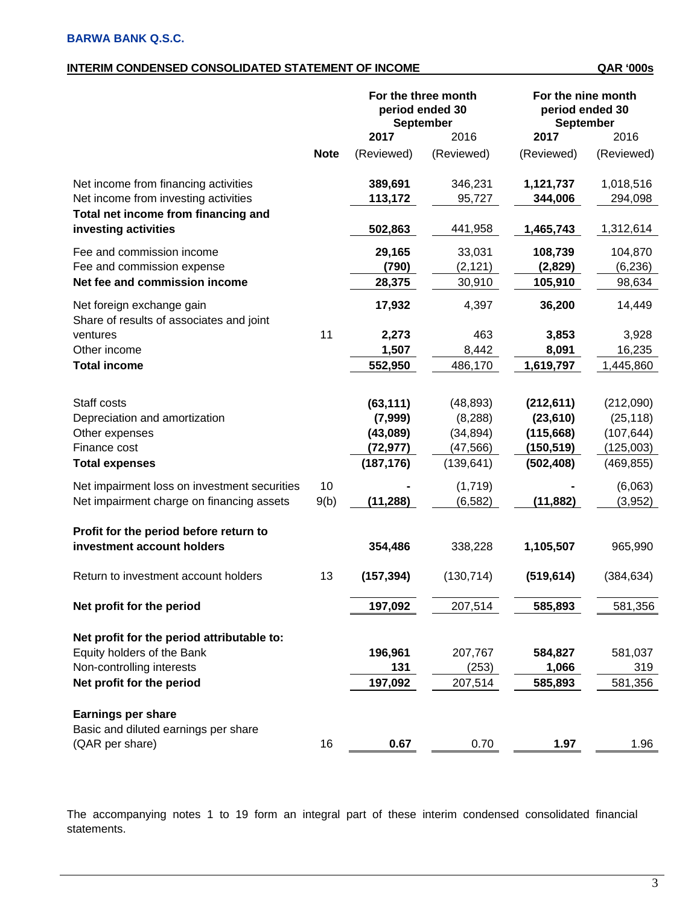**BARWA BANK Q.S.C.**

**INTERIM CONDENSED CONSOLIDATED STATEMENT OF INCOME** **QAR '000s**

| | Note | For the three month period ended 30 September 2017 (Reviewed) | For the three month period ended 30 September 2016 (Reviewed) | For the nine month period ended 30 September 2017 (Reviewed) | For the nine month period ended 30 September 2016 (Reviewed) |
|---|---|---|---|---|---|
| Net income from financing activities | | **389,691** | 346,231 | **1,121,737** | 1,018,516 |
| Net income from investing activities | | **113,172** | 95,727 | **344,006** | 294,098 |
| **Total net income from financing and investing activities** | | **502,863** | 441,958 | **1,465,743** | 1,312,614 |
| Fee and commission income | | **29,165** | 33,031 | **108,739** | 104,870 |
| Fee and commission expense | | **(790)** | (2,121) | **(2,829)** | (6,236) |
| **Net fee and commission income** | | **28,375** | 30,910 | **105,910** | 98,634 |
| Net foreign exchange gain | | **17,932** | 4,397 | **36,200** | 14,449 |
| Share of results of associates and joint ventures | 11 | **2,273** | 463 | **3,853** | 3,928 |
| Other income | | **1,507** | 8,442 | **8,091** | 16,235 |
| **Total income** | | **552,950** | 486,170 | **1,619,797** | 1,445,860 |
| Staff costs | | **(63,111)** | (48,893) | **(212,611)** | (212,090) |
| Depreciation and amortization | | **(7,999)** | (8,288) | **(23,610)** | (25,118) |
| Other expenses | | **(43,089)** | (34,894) | **(115,668)** | (107,644) |
| Finance cost | | **(72,977)** | (47,566) | **(150,519)** | (125,003) |
| **Total expenses** | | **(187,176)** | (139,641) | **(502,408)** | (469,855) |
| Net impairment loss on investment securities | 10 | **-** | (1,719) | **-** | (6,063) |
| Net impairment charge on financing assets | 9(b) | **(11,288)** | (6,582) | **(11,882)** | (3,952) |
| **Profit for the period before return to investment account holders** | | **354,486** | 338,228 | **1,105,507** | 965,990 |
| Return to investment account holders | 13 | **(157,394)** | (130,714) | **(519,614)** | (384,634) |
| **Net profit for the period** | | **197,092** | 207,514 | **585,893** | 581,356 |
| **Net profit for the period attributable to:** | | | | | |
| Equity holders of the Bank | | **196,961** | 207,767 | **584,827** | 581,037 |
| Non-controlling interests | | **131** | (253) | **1,066** | 319 |
| **Net profit for the period** | | **197,092** | 207,514 | **585,893** | 581,356 |
| **Earnings per share** | | | | | |
| Basic and diluted earnings per share (QAR per share) | 16 | **0.67** | 0.70 | **1.97** | 1.96 |

The accompanying notes 1 to 19 form an integral part of these interim condensed consolidated financial statements.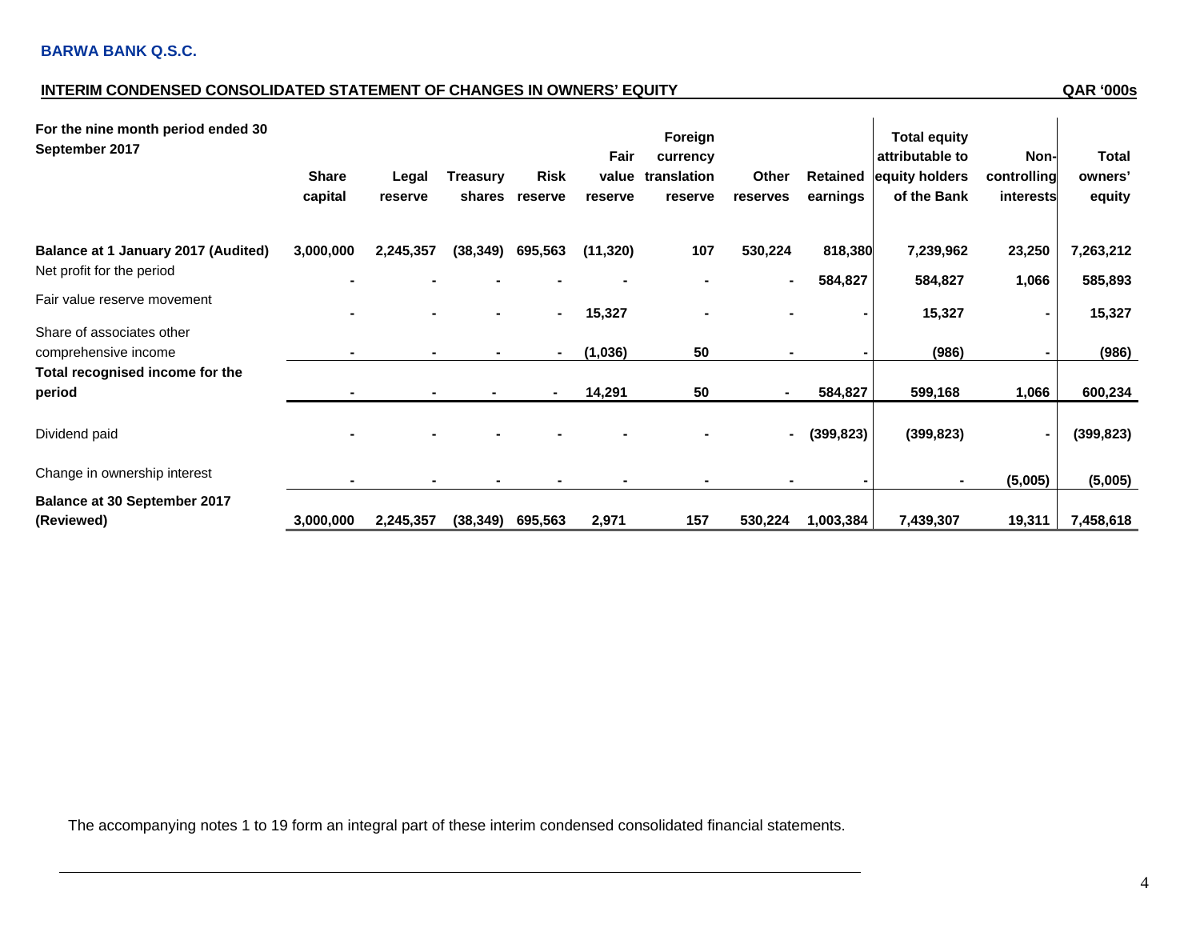**BARWA BANK Q.S.C.**

**INTERIM CONDENSED CONSOLIDATED STATEMENT OF CHANGES IN OWNERS' EQUITY** **QAR '000s**

| For the nine month period ended 30 September 2017 | Share capital | Legal reserve | Treasury shares | Risk reserve | Fair value reserve | Foreign currency translation reserve | Other reserves | Retained earnings | Total equity attributable to equity holders of the Bank | Non-controlling interests | Total owners' equity |
|---|---|---|---|---|---|---|---|---|---|---|---|
| **Balance at 1 January 2017 (Audited)** | **3,000,000** | **2,245,357** | **(38,349)** | **695,563** | **(11,320)** | **107** | **530,224** | **818,380** | **7,239,962** | **23,250** | **7,263,212** |
| Net profit for the period | - | - | - | - | - | - | - | 584,827 | 584,827 | 1,066 | 585,893 |
| Fair value reserve movement | - | - | - | - | 15,327 | - | - | - | 15,327 | - | 15,327 |
| Share of associates other comprehensive income | - | - | - | - | (1,036) | 50 | - | - | (986) | - | (986) |
| **Total recognised income for the period** | - | - | - | - | 14,291 | 50 | - | 584,827 | 599,168 | 1,066 | 600,234 |
| Dividend paid | - | - | - | - | - | - | - | (399,823) | (399,823) | - | (399,823) |
| Change in ownership interest | - | - | - | - | - | - | - | - | - | (5,005) | (5,005) |
| **Balance at 30 September 2017 (Reviewed)** | 3,000,000 | 2,245,357 | (38,349) | 695,563 | 2,971 | 157 | 530,224 | 1,003,384 | 7,439,307 | 19,311 | 7,458,618 |

The accompanying notes 1 to 19 form an integral part of these interim condensed consolidated financial statements.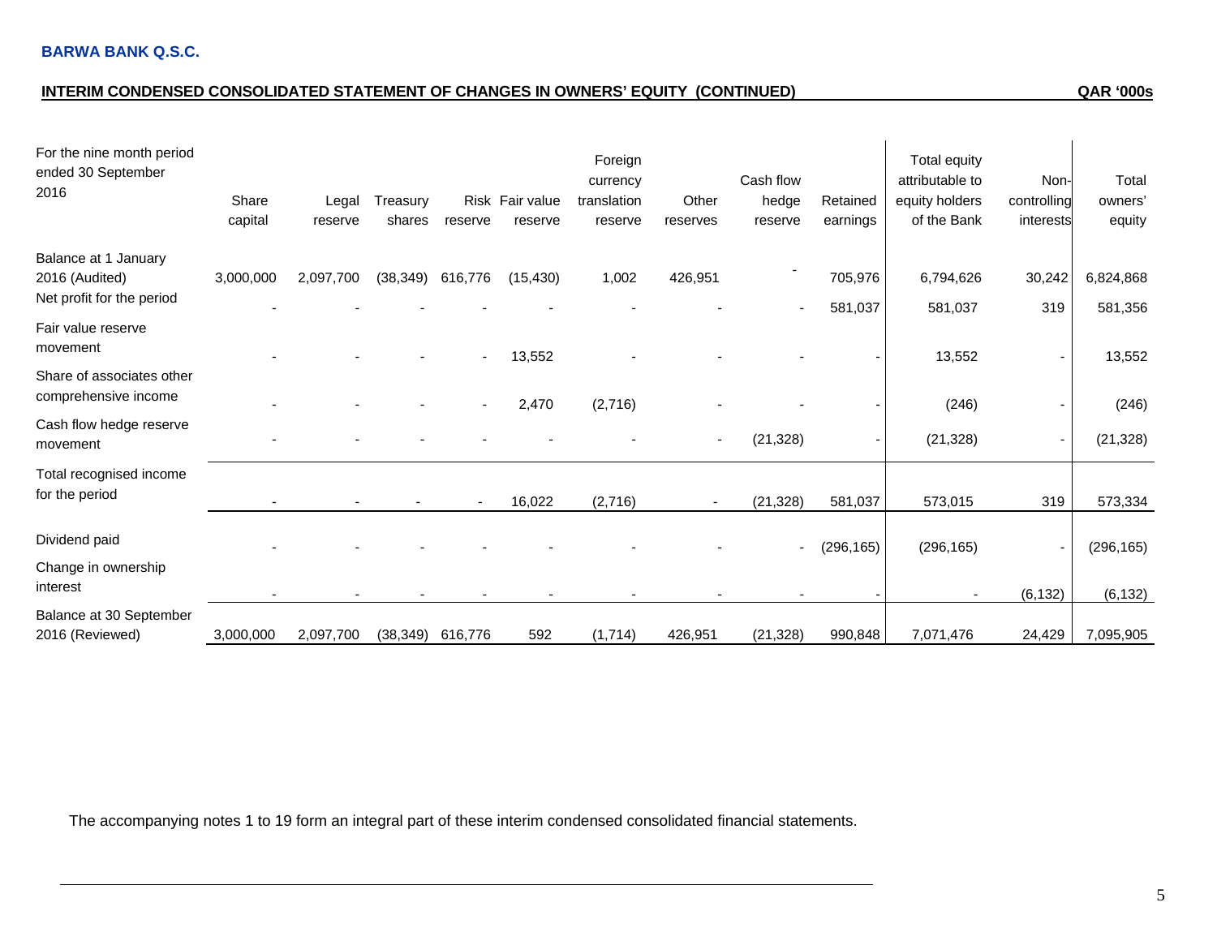**BARWA BANK Q.S.C.**

**INTERIM CONDENSED CONSOLIDATED STATEMENT OF CHANGES IN OWNERS' EQUITY (CONTINUED)** **QAR '000s**

| For the nine month period ended 30 September 2016 | Share capital | Legal reserve | Treasury shares | Risk reserve | Fair value reserve | Foreign currency translation reserve | Other reserves | Cash flow hedge reserve | Retained earnings | Total equity attributable to equity holders of the Bank | Non-controlling interests | Total owners' equity |
|---|---|---|---|---|---|---|---|---|---|---|---|---|
| Balance at 1 January 2016 (Audited) | 3,000,000 | 2,097,700 | (38,349) | 616,776 | (15,430) | 1,002 | 426,951 | - | 705,976 | 6,794,626 | 30,242 | 6,824,868 |
| Net profit for the period | - | - | - | - | - | - | - | - | 581,037 | 581,037 | 319 | 581,356 |
| Fair value reserve movement | - | - | - | - | 13,552 | - | - | - | - | 13,552 | - | 13,552 |
| Share of associates other comprehensive income | - | - | - | - | 2,470 | (2,716) | - | - | - | (246) | - | (246) |
| Cash flow hedge reserve movement | - | - | - | - | - | - | - | (21,328) | - | (21,328) | - | (21,328) |
| Total recognised income for the period | - | - | - | - | 16,022 | (2,716) | - | (21,328) | 581,037 | 573,015 | 319 | 573,334 |
| Dividend paid | - | - | - | - | - | - | - | - | (296,165) | (296,165) | - | (296,165) |
| Change in ownership interest | - | - | - | - | - | - | - | - | - | - | (6,132) | (6,132) |
| Balance at 30 September 2016 (Reviewed) | 3,000,000 | 2,097,700 | (38,349) | 616,776 | 592 | (1,714) | 426,951 | (21,328) | 990,848 | 7,071,476 | 24,429 | 7,095,905 |

The accompanying notes 1 to 19 form an integral part of these interim condensed consolidated financial statements.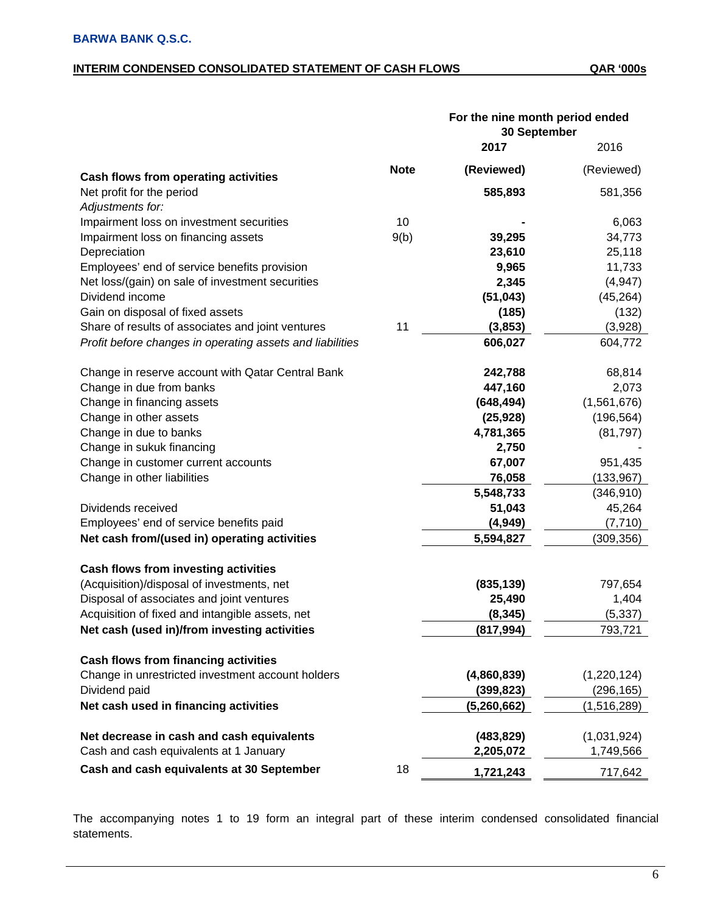**BARWA BANK Q.S.C.**

## INTERIM CONDENSED CONSOLIDATED STATEMENT OF CASH FLOWS

QAR '000s

| | Note | For the nine month period ended 30 September 2017 (Reviewed) | 2016 (Reviewed) |
|---|---|---|---|
| **Cash flows from operating activities** | | | |
| Net profit for the period | | **585,893** | 581,356 |
| *Adjustments for:* | | | |
| Impairment loss on investment securities | 10 | **-** | 6,063 |
| Impairment loss on financing assets | 9(b) | **39,295** | 34,773 |
| Depreciation | | **23,610** | 25,118 |
| Employees' end of service benefits provision | | **9,965** | 11,733 |
| Net loss/(gain) on sale of investment securities | | **2,345** | (4,947) |
| Dividend income | | **(51,043)** | (45,264) |
| Gain on disposal of fixed assets | | **(185)** | (132) |
| Share of results of associates and joint ventures | 11 | **(3,853)** | (3,928) |
| *Profit before changes in operating assets and liabilities* | | **606,027** | 604,772 |
| Change in reserve account with Qatar Central Bank | | **242,788** | 68,814 |
| Change in due from banks | | **447,160** | 2,073 |
| Change in financing assets | | **(648,494)** | (1,561,676) |
| Change in other assets | | **(25,928)** | (196,564) |
| Change in due to banks | | **4,781,365** | (81,797) |
| Change in sukuk financing | | **2,750** | - |
| Change in customer current accounts | | **67,007** | 951,435 |
| Change in other liabilities | | **76,058** | (133,967) |
| | | **5,548,733** | (346,910) |
| Dividends received | | **51,043** | 45,264 |
| Employees' end of service benefits paid | | **(4,949)** | (7,710) |
| **Net cash from/(used in) operating activities** | | **5,594,827** | (309,356) |
| **Cash flows from investing activities** | | | |
| (Acquisition)/disposal of investments, net | | **(835,139)** | 797,654 |
| Disposal of associates and joint ventures | | **25,490** | 1,404 |
| Acquisition of fixed and intangible assets, net | | **(8,345)** | (5,337) |
| **Net cash (used in)/from investing activities** | | **(817,994)** | 793,721 |
| **Cash flows from financing activities** | | | |
| Change in unrestricted investment account holders | | **(4,860,839)** | (1,220,124) |
| Dividend paid | | **(399,823)** | (296,165) |
| **Net cash used in financing activities** | | **(5,260,662)** | (1,516,289) |
| **Net decrease in cash and cash equivalents** | | **(483,829)** | (1,031,924) |
| Cash and cash equivalents at 1 January | | **2,205,072** | 1,749,566 |
| **Cash and cash equivalents at 30 September** | 18 | **1,721,243** | 717,642 |

The accompanying notes 1 to 19 form an integral part of these interim condensed consolidated financial statements.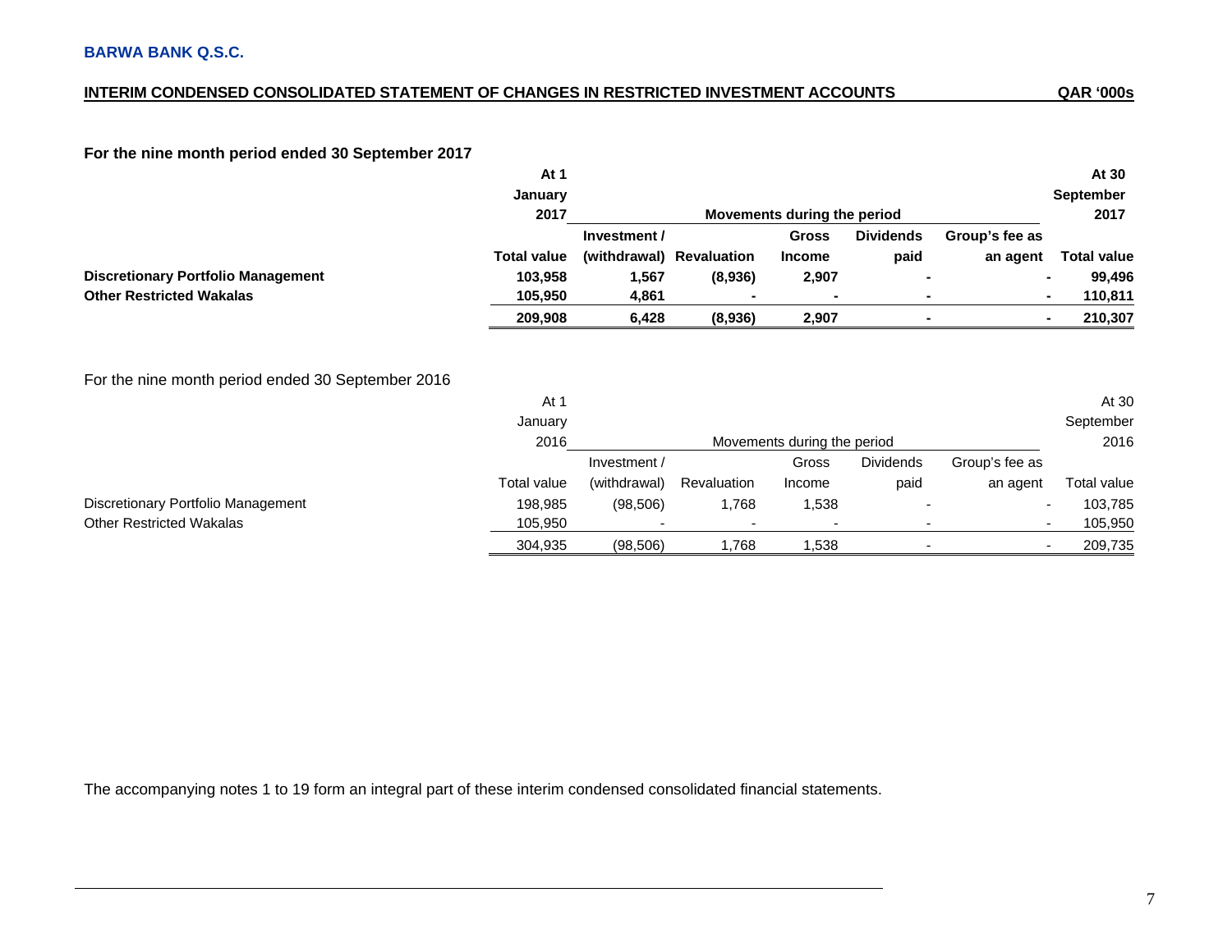**BARWA BANK Q.S.C.**

**INTERIM CONDENSED CONSOLIDATED STATEMENT OF CHANGES IN RESTRICTED INVESTMENT ACCOUNTS** **QAR '000s**

**For the nine month period ended 30 September 2017**

| | At 1 January 2017 | Movements during the period | | | | | At 30 September 2017 |
|---|---|---|---|---|---|---|---|
| | **Total value** | **Investment / (withdrawal)** | **Revaluation** | **Gross Income** | **Dividends paid** | **Group's fee as an agent** | **Total value** |
| **Discretionary Portfolio Management** | **103,958** | **1,567** | **(8,936)** | **2,907** | **-** | **-** | **99,496** |
| **Other Restricted Wakalas** | **105,950** | **4,861** | **-** | **-** | **-** | **-** | **110,811** |
| | **209,908** | **6,428** | **(8,936)** | **2,907** | **-** | **-** | **210,307** |

For the nine month period ended 30 September 2016

| | At 1 January 2016 | Movements during the period | | | | | At 30 September 2016 |
|---|---|---|---|---|---|---|---|
| | Total value | Investment / (withdrawal) | Revaluation | Gross Income | Dividends paid | Group's fee as an agent | Total value |
| Discretionary Portfolio Management | 198,985 | (98,506) | 1,768 | 1,538 | - | - | 103,785 |
| Other Restricted Wakalas | 105,950 | - | - | - | - | - | 105,950 |
| | 304,935 | (98,506) | 1,768 | 1,538 | - | - | 209,735 |

The accompanying notes 1 to 19 form an integral part of these interim condensed consolidated financial statements.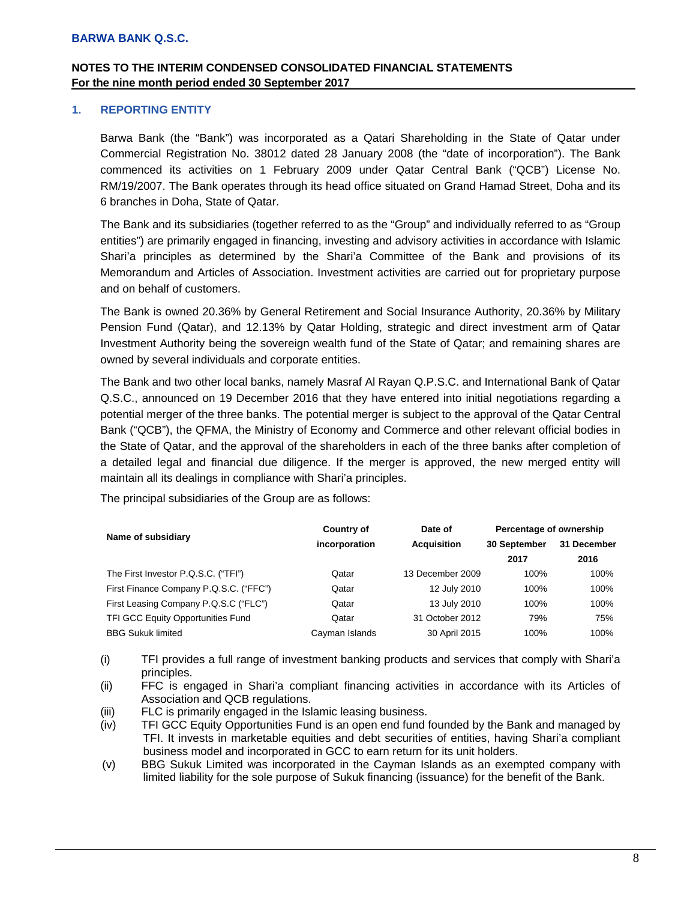**BARWA BANK Q.S.C.**

**NOTES TO THE INTERIM CONDENSED CONSOLIDATED FINANCIAL STATEMENTS**
**For the nine month period ended 30 September 2017**

## 1. REPORTING ENTITY

Barwa Bank (the "Bank") was incorporated as a Qatari Shareholding in the State of Qatar under Commercial Registration No. 38012 dated 28 January 2008 (the "date of incorporation"). The Bank commenced its activities on 1 February 2009 under Qatar Central Bank ("QCB") License No. RM/19/2007. The Bank operates through its head office situated on Grand Hamad Street, Doha and its 6 branches in Doha, State of Qatar.

The Bank and its subsidiaries (together referred to as the "Group" and individually referred to as "Group entities") are primarily engaged in financing, investing and advisory activities in accordance with Islamic Shari'a principles as determined by the Shari'a Committee of the Bank and provisions of its Memorandum and Articles of Association. Investment activities are carried out for proprietary purpose and on behalf of customers.

The Bank is owned 20.36% by General Retirement and Social Insurance Authority, 20.36% by Military Pension Fund (Qatar), and 12.13% by Qatar Holding, strategic and direct investment arm of Qatar Investment Authority being the sovereign wealth fund of the State of Qatar; and remaining shares are owned by several individuals and corporate entities.

The Bank and two other local banks, namely Masraf Al Rayan Q.P.S.C. and International Bank of Qatar Q.S.C., announced on 19 December 2016 that they have entered into initial negotiations regarding a potential merger of the three banks. The potential merger is subject to the approval of the Qatar Central Bank ("QCB"), the QFMA, the Ministry of Economy and Commerce and other relevant official bodies in the State of Qatar, and the approval of the shareholders in each of the three banks after completion of a detailed legal and financial due diligence. If the merger is approved, the new merged entity will maintain all its dealings in compliance with Shari'a principles.

The principal subsidiaries of the Group are as follows:

| Name of subsidiary | Country of incorporation | Date of Acquisition | Percentage of ownership | |
|---|---|---|---|---|
| | | | 30 September 2017 | 31 December 2016 |
| The First Investor P.Q.S.C. ("TFI") | Qatar | 13 December 2009 | 100% | 100% |
| First Finance Company P.Q.S.C. ("FFC") | Qatar | 12 July 2010 | 100% | 100% |
| First Leasing Company P.Q.S.C ("FLC") | Qatar | 13 July 2010 | 100% | 100% |
| TFI GCC Equity Opportunities Fund | Qatar | 31 October 2012 | 79% | 75% |
| BBG Sukuk limited | Cayman Islands | 30 April 2015 | 100% | 100% |

(i) TFI provides a full range of investment banking products and services that comply with Shari'a principles.

(ii) FFC is engaged in Shari'a compliant financing activities in accordance with its Articles of Association and QCB regulations.

(iii) FLC is primarily engaged in the Islamic leasing business.

(iv) TFI GCC Equity Opportunities Fund is an open end fund founded by the Bank and managed by TFI. It invests in marketable equities and debt securities of entities, having Shari'a compliant business model and incorporated in GCC to earn return for its unit holders.

(v) BBG Sukuk Limited was incorporated in the Cayman Islands as an exempted company with limited liability for the sole purpose of Sukuk financing (issuance) for the benefit of the Bank.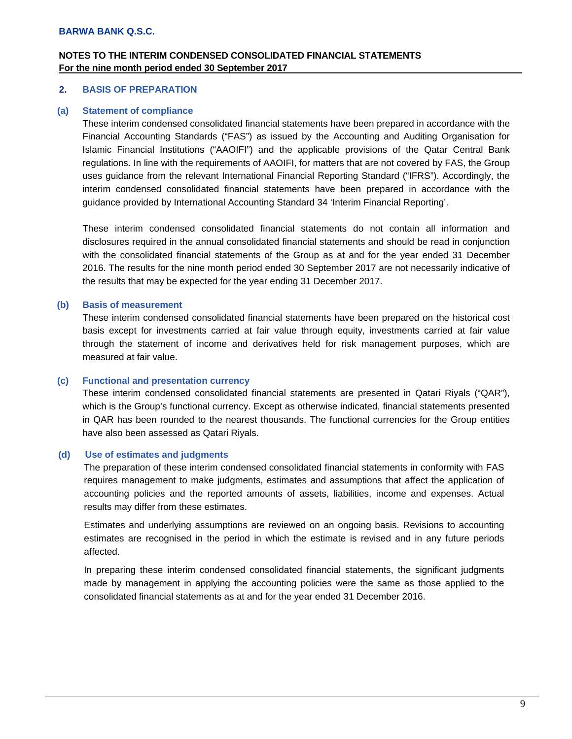**BARWA BANK Q.S.C.**

**NOTES TO THE INTERIM CONDENSED CONSOLIDATED FINANCIAL STATEMENTS**
**For the nine month period ended 30 September 2017**

## 2. BASIS OF PREPARATION

### (a) Statement of compliance

These interim condensed consolidated financial statements have been prepared in accordance with the Financial Accounting Standards ("FAS") as issued by the Accounting and Auditing Organisation for Islamic Financial Institutions ("AAOIFI") and the applicable provisions of the Qatar Central Bank regulations. In line with the requirements of AAOIFI, for matters that are not covered by FAS, the Group uses guidance from the relevant International Financial Reporting Standard ("IFRS"). Accordingly, the interim condensed consolidated financial statements have been prepared in accordance with the guidance provided by International Accounting Standard 34 'Interim Financial Reporting'.

These interim condensed consolidated financial statements do not contain all information and disclosures required in the annual consolidated financial statements and should be read in conjunction with the consolidated financial statements of the Group as at and for the year ended 31 December 2016. The results for the nine month period ended 30 September 2017 are not necessarily indicative of the results that may be expected for the year ending 31 December 2017.

### (b) Basis of measurement

These interim condensed consolidated financial statements have been prepared on the historical cost basis except for investments carried at fair value through equity, investments carried at fair value through the statement of income and derivatives held for risk management purposes, which are measured at fair value.

### (c) Functional and presentation currency

These interim condensed consolidated financial statements are presented in Qatari Riyals ("QAR"), which is the Group's functional currency. Except as otherwise indicated, financial statements presented in QAR has been rounded to the nearest thousands. The functional currencies for the Group entities have also been assessed as Qatari Riyals.

### (d) Use of estimates and judgments

The preparation of these interim condensed consolidated financial statements in conformity with FAS requires management to make judgments, estimates and assumptions that affect the application of accounting policies and the reported amounts of assets, liabilities, income and expenses. Actual results may differ from these estimates.

Estimates and underlying assumptions are reviewed on an ongoing basis. Revisions to accounting estimates are recognised in the period in which the estimate is revised and in any future periods affected.

In preparing these interim condensed consolidated financial statements, the significant judgments made by management in applying the accounting policies were the same as those applied to the consolidated financial statements as at and for the year ended 31 December 2016.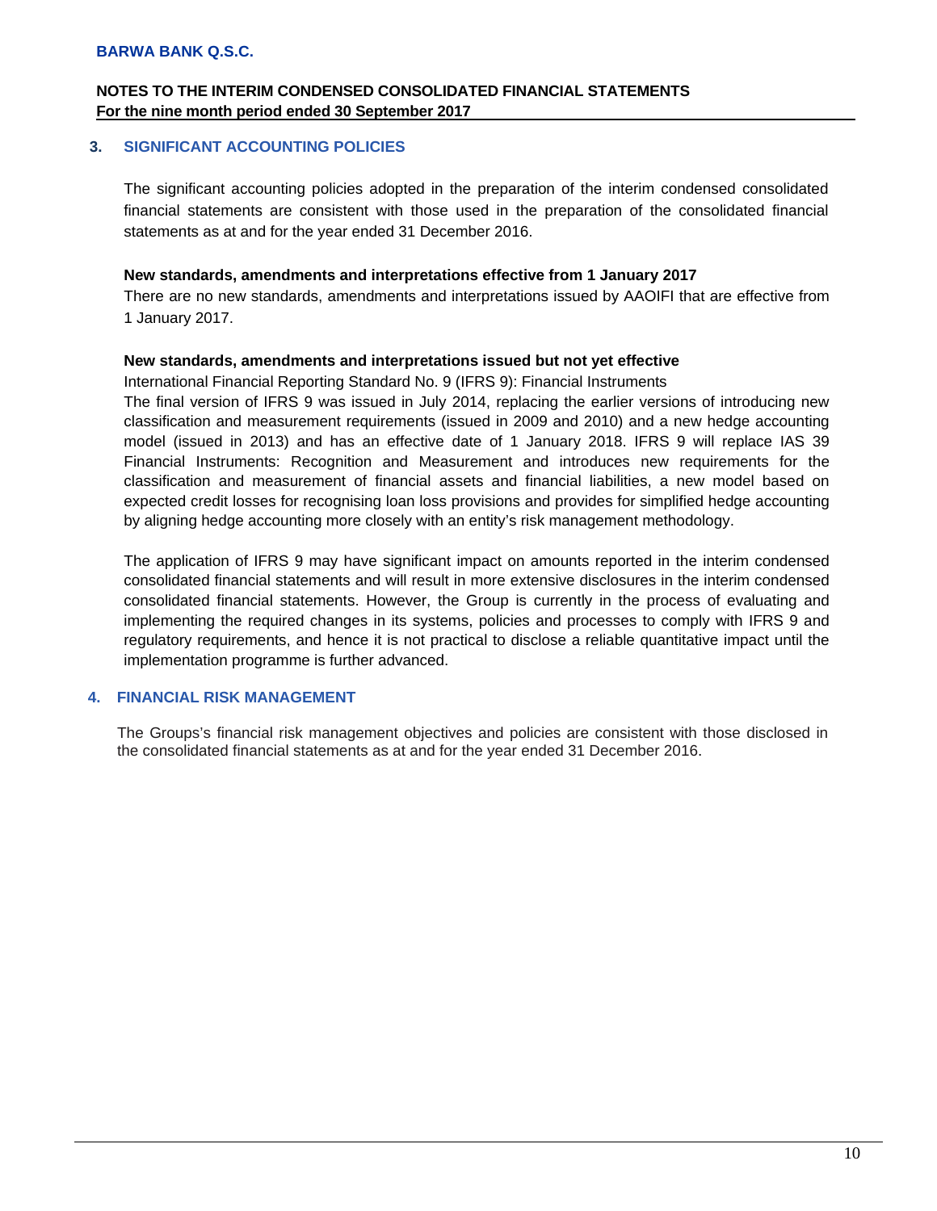## 3. SIGNIFICANT ACCOUNTING POLICIES

The significant accounting policies adopted in the preparation of the interim condensed consolidated financial statements are consistent with those used in the preparation of the consolidated financial statements as at and for the year ended 31 December 2016.

**New standards, amendments and interpretations effective from 1 January 2017**

There are no new standards, amendments and interpretations issued by AAOIFI that are effective from 1 January 2017.

**New standards, amendments and interpretations issued but not yet effective**

International Financial Reporting Standard No. 9 (IFRS 9): Financial Instruments

The final version of IFRS 9 was issued in July 2014, replacing the earlier versions of introducing new classification and measurement requirements (issued in 2009 and 2010) and a new hedge accounting model (issued in 2013) and has an effective date of 1 January 2018. IFRS 9 will replace IAS 39 Financial Instruments: Recognition and Measurement and introduces new requirements for the classification and measurement of financial assets and financial liabilities, a new model based on expected credit losses for recognising loan loss provisions and provides for simplified hedge accounting by aligning hedge accounting more closely with an entity's risk management methodology.

The application of IFRS 9 may have significant impact on amounts reported in the interim condensed consolidated financial statements and will result in more extensive disclosures in the interim condensed consolidated financial statements. However, the Group is currently in the process of evaluating and implementing the required changes in its systems, policies and processes to comply with IFRS 9 and regulatory requirements, and hence it is not practical to disclose a reliable quantitative impact until the implementation programme is further advanced.

## 4. FINANCIAL RISK MANAGEMENT

The Groups's financial risk management objectives and policies are consistent with those disclosed in the consolidated financial statements as at and for the year ended 31 December 2016.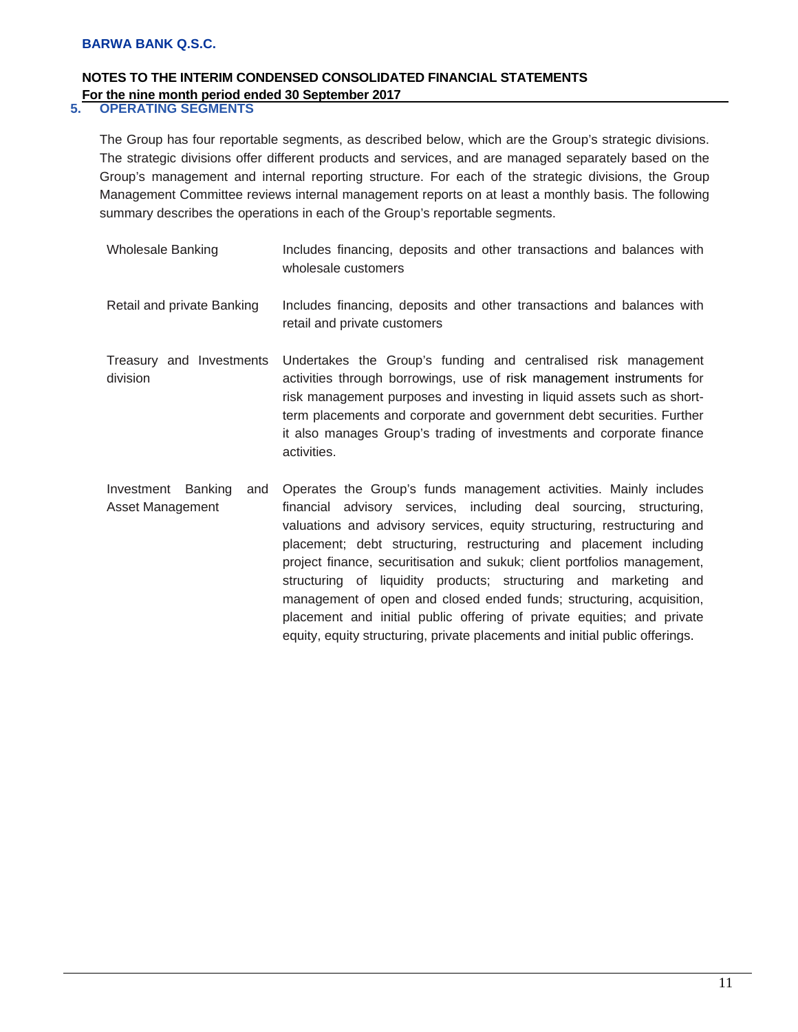## 5. OPERATING SEGMENTS

The Group has four reportable segments, as described below, which are the Group's strategic divisions. The strategic divisions offer different products and services, and are managed separately based on the Group's management and internal reporting structure. For each of the strategic divisions, the Group Management Committee reviews internal management reports on at least a monthly basis. The following summary describes the operations in each of the Group's reportable segments.

| | |
|---|---|
| Wholesale Banking | Includes financing, deposits and other transactions and balances with wholesale customers |
| Retail and private Banking | Includes financing, deposits and other transactions and balances with retail and private customers |
| Treasury and Investments division | Undertakes the Group's funding and centralised risk management activities through borrowings, use of risk management instruments for risk management purposes and investing in liquid assets such as short-term placements and corporate and government debt securities. Further it also manages Group's trading of investments and corporate finance activities. |
| Investment Banking and Asset Management | Operates the Group's funds management activities. Mainly includes financial advisory services, including deal sourcing, structuring, valuations and advisory services, equity structuring, restructuring and placement; debt structuring, restructuring and placement including project finance, securitisation and sukuk; client portfolios management, structuring of liquidity products; structuring and marketing and management of open and closed ended funds; structuring, acquisition, placement and initial public offering of private equities; and private equity, equity structuring, private placements and initial public offerings. |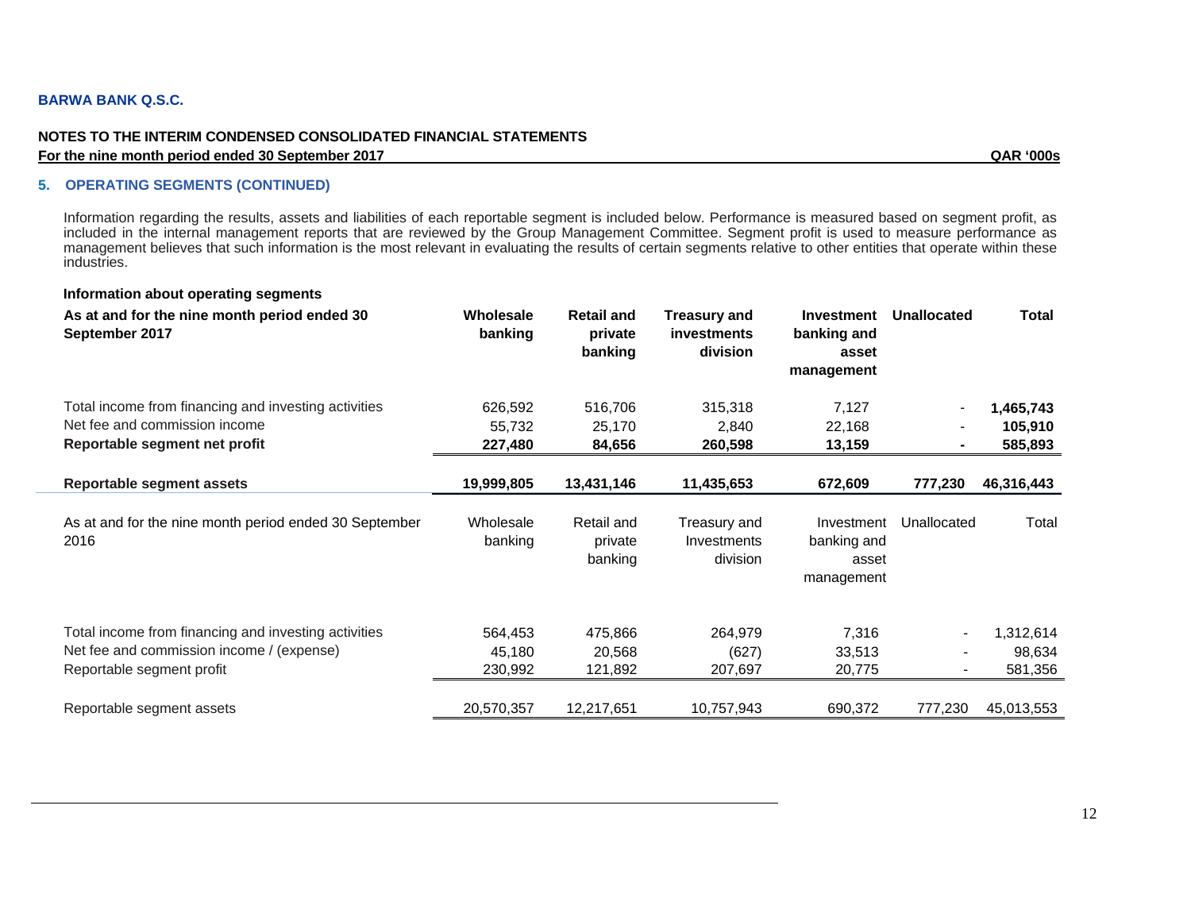**BARWA BANK Q.S.C.**

**NOTES TO THE INTERIM CONDENSED CONSOLIDATED FINANCIAL STATEMENTS**
**For the nine month period ended 30 September 2017** **QAR '000s**

## 5. OPERATING SEGMENTS (CONTINUED)

Information regarding the results, assets and liabilities of each reportable segment is included below. Performance is measured based on segment profit, as included in the internal management reports that are reviewed by the Group Management Committee. Segment profit is used to measure performance as management believes that such information is the most relevant in evaluating the results of certain segments relative to other entities that operate within these industries.

**Information about operating segments**

| **As at and for the nine month period ended 30 September 2017** | **Wholesale banking** | **Retail and private banking** | **Treasury and investments division** | **Investment banking and asset management** | **Unallocated** | **Total** |
|---|---|---|---|---|---|---|
| Total income from financing and investing activities | 626,592 | 516,706 | 315,318 | 7,127 | - | **1,465,743** |
| Net fee and commission income | 55,732 | 25,170 | 2,840 | 22,168 | - | **105,910** |
| **Reportable segment net profit** | **227,480** | **84,656** | **260,598** | **13,159** | **-** | **585,893** |
| **Reportable segment assets** | **19,999,805** | **13,431,146** | **11,435,653** | **672,609** | **777,230** | **46,316,443** |

| As at and for the nine month period ended 30 September 2016 | Wholesale banking | Retail and private banking | Treasury and Investments division | Investment banking and asset management | Unallocated | Total |
|---|---|---|---|---|---|---|
| Total income from financing and investing activities | 564,453 | 475,866 | 264,979 | 7,316 | - | 1,312,614 |
| Net fee and commission income / (expense) | 45,180 | 20,568 | (627) | 33,513 | - | 98,634 |
| Reportable segment profit | 230,992 | 121,892 | 207,697 | 20,775 | - | 581,356 |
| Reportable segment assets | 20,570,357 | 12,217,651 | 10,757,943 | 690,372 | 777,230 | 45,013,553 |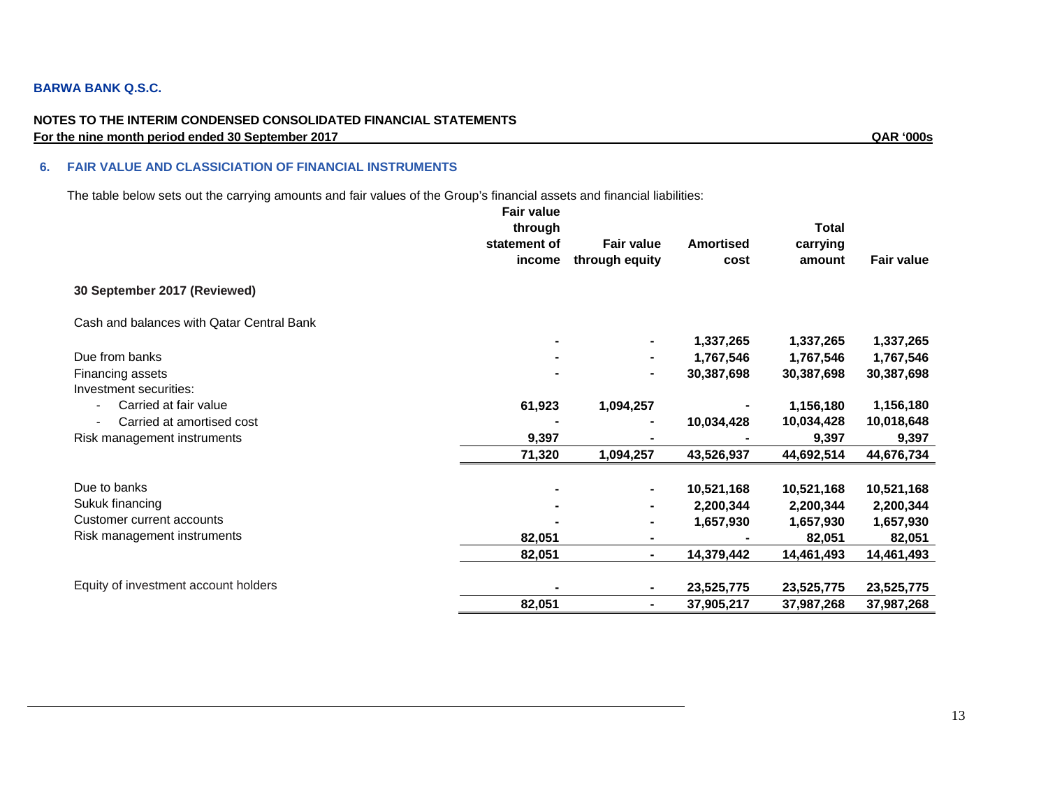**BARWA BANK Q.S.C.**

**NOTES TO THE INTERIM CONDENSED CONSOLIDATED FINANCIAL STATEMENTS**
**For the nine month period ended 30 September 2017** **QAR '000s**

## 6. FAIR VALUE AND CLASSICIATION OF FINANCIAL INSTRUMENTS

The table below sets out the carrying amounts and fair values of the Group's financial assets and financial liabilities:

| | Fair value through statement of income | Fair value through equity | Amortised cost | Total carrying amount | Fair value |
|---|---|---|---|---|---|
| **30 September 2017 (Reviewed)** | | | | | |
| Cash and balances with Qatar Central Bank | - | - | 1,337,265 | 1,337,265 | 1,337,265 |
| Due from banks | - | - | 1,767,546 | 1,767,546 | 1,767,546 |
| Financing assets | - | - | 30,387,698 | 30,387,698 | 30,387,698 |
| Investment securities: | | | | | |
| - Carried at fair value | 61,923 | 1,094,257 | - | 1,156,180 | 1,156,180 |
| - Carried at amortised cost | - | - | 10,034,428 | 10,034,428 | 10,018,648 |
| Risk management instruments | 9,397 | - | - | 9,397 | 9,397 |
| | 71,320 | 1,094,257 | 43,526,937 | 44,692,514 | 44,676,734 |
| Due to banks | - | - | 10,521,168 | 10,521,168 | 10,521,168 |
| Sukuk financing | - | - | 2,200,344 | 2,200,344 | 2,200,344 |
| Customer current accounts | - | - | 1,657,930 | 1,657,930 | 1,657,930 |
| Risk management instruments | 82,051 | - | - | 82,051 | 82,051 |
| | 82,051 | - | 14,379,442 | 14,461,493 | 14,461,493 |
| Equity of investment account holders | - | - | 23,525,775 | 23,525,775 | 23,525,775 |
| | 82,051 | - | 37,905,217 | 37,987,268 | 37,987,268 |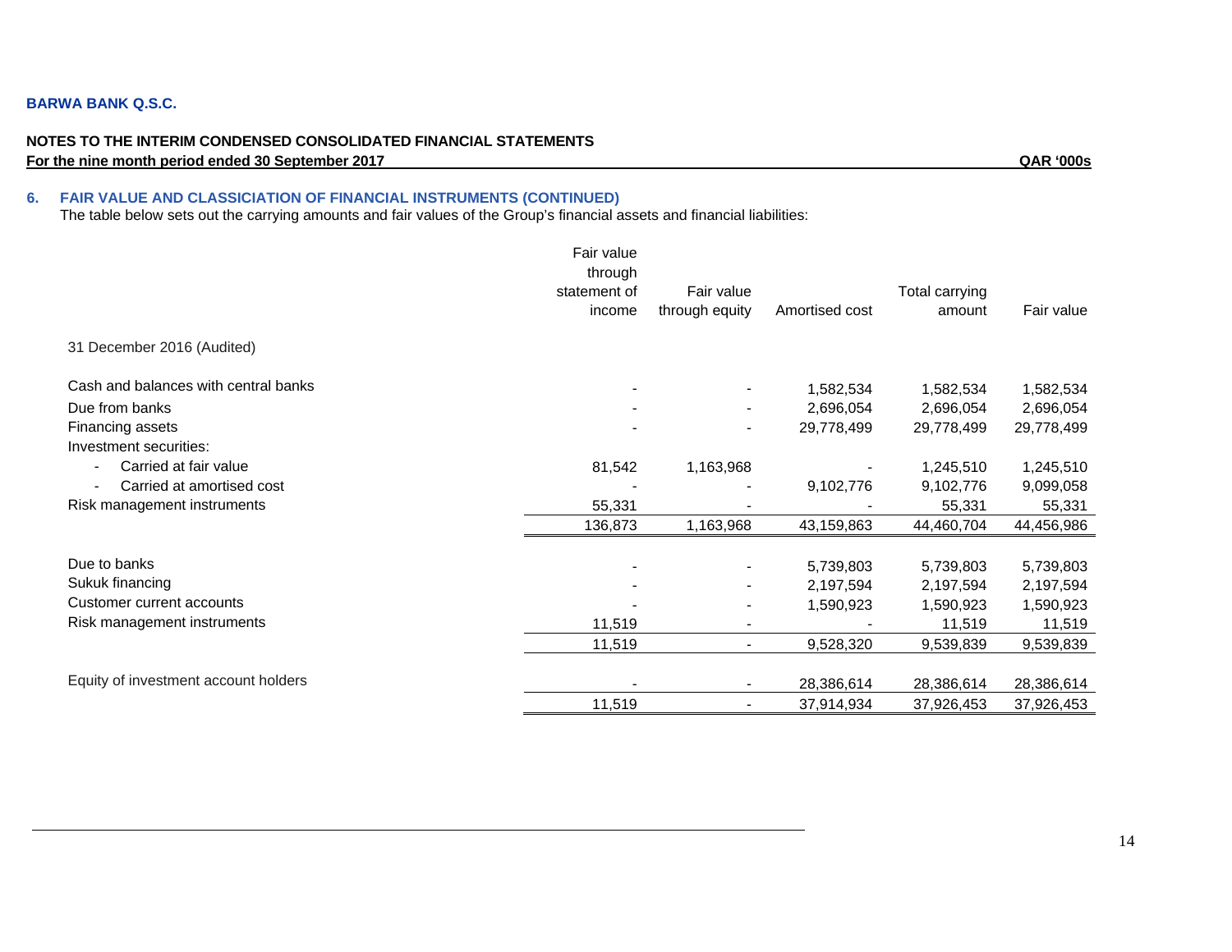**BARWA BANK Q.S.C.**

**NOTES TO THE INTERIM CONDENSED CONSOLIDATED FINANCIAL STATEMENTS**
**For the nine month period ended 30 September 2017** **QAR '000s**

## 6. FAIR VALUE AND CLASSICIATION OF FINANCIAL INSTRUMENTS (CONTINUED)

The table below sets out the carrying amounts and fair values of the Group's financial assets and financial liabilities:

| | Fair value through statement of income | Fair value through equity | Amortised cost | Total carrying amount | Fair value |
|---|---|---|---|---|---|
| 31 December 2016 (Audited) | | | | | |
| Cash and balances with central banks | - | - | 1,582,534 | 1,582,534 | 1,582,534 |
| Due from banks | - | - | 2,696,054 | 2,696,054 | 2,696,054 |
| Financing assets | - | - | 29,778,499 | 29,778,499 | 29,778,499 |
| Investment securities: | | | | | |
| - Carried at fair value | 81,542 | 1,163,968 | - | 1,245,510 | 1,245,510 |
| - Carried at amortised cost | - | - | 9,102,776 | 9,102,776 | 9,099,058 |
| Risk management instruments | 55,331 | - | - | 55,331 | 55,331 |
| | 136,873 | 1,163,968 | 43,159,863 | 44,460,704 | 44,456,986 |
| Due to banks | - | - | 5,739,803 | 5,739,803 | 5,739,803 |
| Sukuk financing | - | - | 2,197,594 | 2,197,594 | 2,197,594 |
| Customer current accounts | - | - | 1,590,923 | 1,590,923 | 1,590,923 |
| Risk management instruments | 11,519 | - | - | 11,519 | 11,519 |
| | 11,519 | - | 9,528,320 | 9,539,839 | 9,539,839 |
| Equity of investment account holders | - | - | 28,386,614 | 28,386,614 | 28,386,614 |
| | 11,519 | - | 37,914,934 | 37,926,453 | 37,926,453 |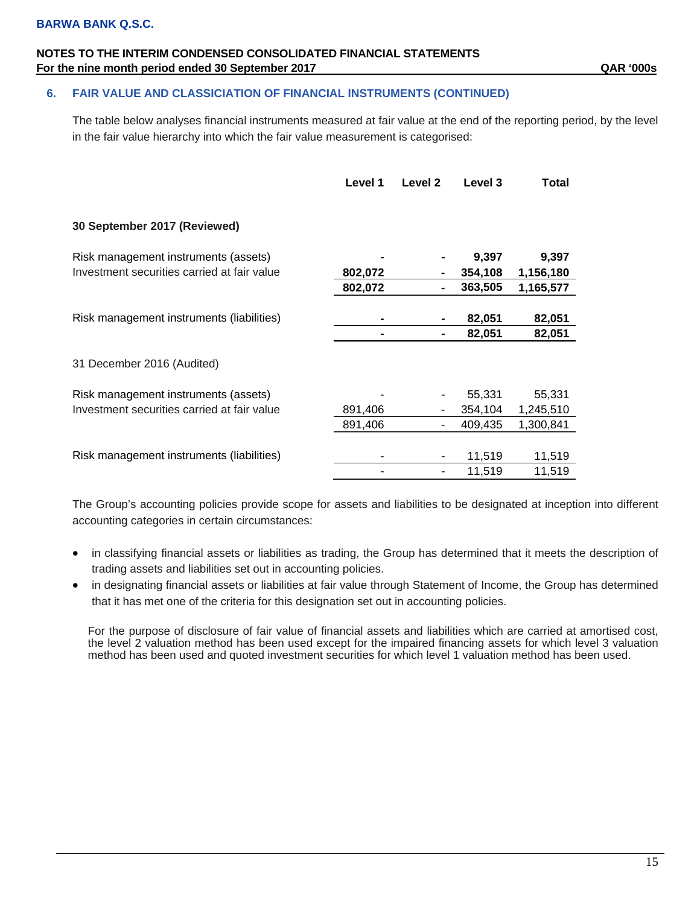**BARWA BANK Q.S.C.**

**NOTES TO THE INTERIM CONDENSED CONSOLIDATED FINANCIAL STATEMENTS**
**For the nine month period ended 30 September 2017** **QAR '000s**

## 6. FAIR VALUE AND CLASSICIATION OF FINANCIAL INSTRUMENTS (CONTINUED)

The table below analyses financial instruments measured at fair value at the end of the reporting period, by the level in the fair value hierarchy into which the fair value measurement is categorised:

| | Level 1 | Level 2 | Level 3 | Total |
|---|---|---|---|---|
| **30 September 2017 (Reviewed)** | | | | |
| Risk management instruments (assets) | **-** | **-** | **9,397** | **9,397** |
| Investment securities carried at fair value | **802,072** | **-** | **354,108** | **1,156,180** |
| | **802,072** | **-** | **363,505** | **1,165,577** |
| Risk management instruments (liabilities) | **-** | **-** | **82,051** | **82,051** |
| | **-** | **-** | **82,051** | **82,051** |
| 31 December 2016 (Audited) | | | | |
| Risk management instruments (assets) | - | - | 55,331 | 55,331 |
| Investment securities carried at fair value | 891,406 | - | 354,104 | 1,245,510 |
| | 891,406 | - | 409,435 | 1,300,841 |
| Risk management instruments (liabilities) | - | - | 11,519 | 11,519 |
| | - | - | 11,519 | 11,519 |

The Group's accounting policies provide scope for assets and liabilities to be designated at inception into different accounting categories in certain circumstances:

- in classifying financial assets or liabilities as trading, the Group has determined that it meets the description of trading assets and liabilities set out in accounting policies.
- in designating financial assets or liabilities at fair value through Statement of Income, the Group has determined that it has met one of the criteria for this designation set out in accounting policies.

For the purpose of disclosure of fair value of financial assets and liabilities which are carried at amortised cost, the level 2 valuation method has been used except for the impaired financing assets for which level 3 valuation method has been used and quoted investment securities for which level 1 valuation method has been used.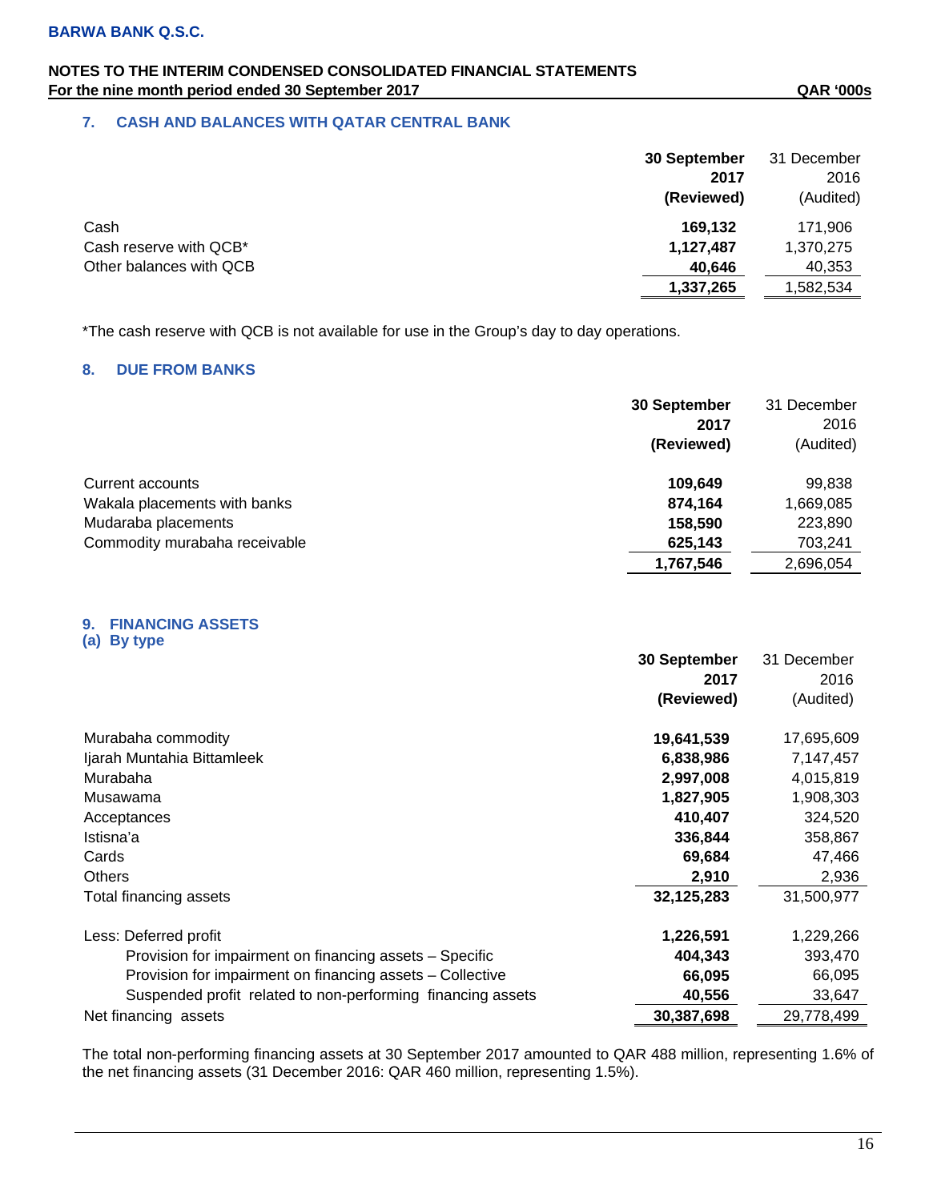BARWA BANK Q.S.C.

NOTES TO THE INTERIM CONDENSED CONSOLIDATED FINANCIAL STATEMENTS
For the nine month period ended 30 September 2017 QAR '000s

## 7. CASH AND BALANCES WITH QATAR CENTRAL BANK

| | 30 September 2017 (Reviewed) | 31 December 2016 (Audited) |
|---|---|---|
| Cash | **169,132** | 171,906 |
| Cash reserve with QCB* | **1,127,487** | 1,370,275 |
| Other balances with QCB | **40,646** | 40,353 |
| | **1,337,265** | 1,582,534 |

*The cash reserve with QCB is not available for use in the Group's day to day operations.

## 8. DUE FROM BANKS

| | 30 September 2017 (Reviewed) | 31 December 2016 (Audited) |
|---|---|---|
| Current accounts | **109,649** | 99,838 |
| Wakala placements with banks | **874,164** | 1,669,085 |
| Mudaraba placements | **158,590** | 223,890 |
| Commodity murabaha receivable | **625,143** | 703,241 |
| | **1,767,546** | 2,696,054 |

## 9. FINANCING ASSETS

### (a) By type

| | 30 September 2017 (Reviewed) | 31 December 2016 (Audited) |
|---|---|---|
| Murabaha commodity | **19,641,539** | 17,695,609 |
| Ijarah Muntahia Bittamleek | **6,838,986** | 7,147,457 |
| Murabaha | **2,997,008** | 4,015,819 |
| Musawama | **1,827,905** | 1,908,303 |
| Acceptances | **410,407** | 324,520 |
| Istisna'a | **336,844** | 358,867 |
| Cards | **69,684** | 47,466 |
| Others | **2,910** | 2,936 |
| Total financing assets | **32,125,283** | 31,500,977 |
| | | |
| Less: Deferred profit | **1,226,591** | 1,229,266 |
| Provision for impairment on financing assets – Specific | **404,343** | 393,470 |
| Provision for impairment on financing assets – Collective | **66,095** | 66,095 |
| Suspended profit related to non-performing financing assets | **40,556** | 33,647 |
| Net financing assets | **30,387,698** | 29,778,499 |

The total non-performing financing assets at 30 September 2017 amounted to QAR 488 million, representing 1.6% of the net financing assets (31 December 2016: QAR 460 million, representing 1.5%).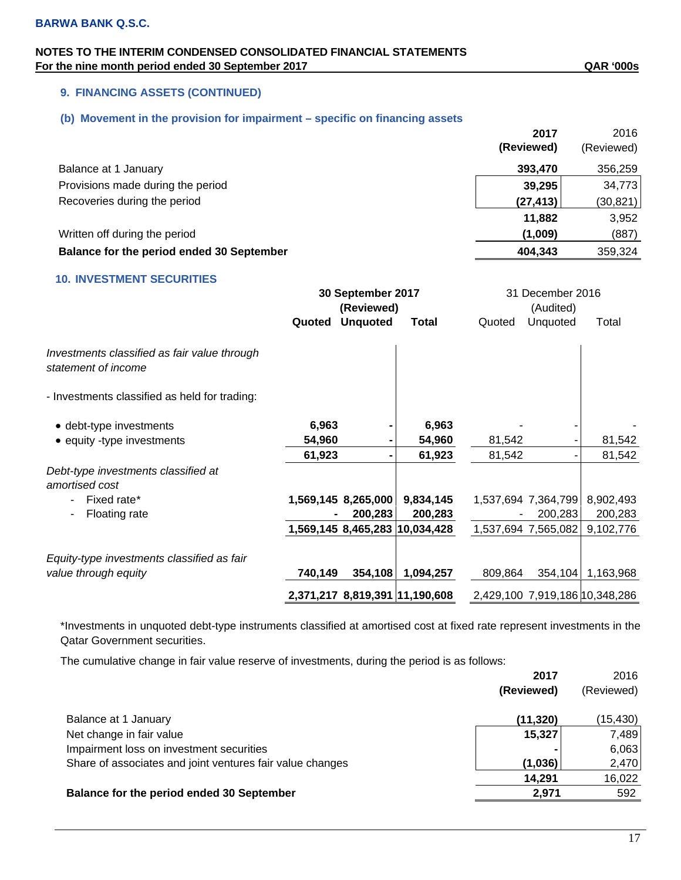## 9. FINANCING ASSETS (CONTINUED)

### (b) Movement in the provision for impairment – specific on financing assets

| | 2017 (Reviewed) | 2016 (Reviewed) |
|---|---|---|
| Balance at 1 January | **393,470** | 356,259 |
| Provisions made during the period | **39,295** | 34,773 |
| Recoveries during the period | **(27,413)** | (30,821) |
| | **11,882** | 3,952 |
| Written off during the period | **(1,009)** | (887) |
| **Balance for the period ended 30 September** | **404,343** | 359,324 |

## 10. INVESTMENT SECURITIES

| | 30 September 2017 (Reviewed) | | | 31 December 2016 (Audited) | | |
|---|---|---|---|---|---|---|
| | **Quoted** | **Unquoted** | **Total** | Quoted | Unquoted | Total |
| *Investments classified as fair value through statement of income* | | | | | | |
| - Investments classified as held for trading: | | | | | | |
| • debt-type investments | **6,963** | **-** | **6,963** | - | - | - |
| • equity -type investments | **54,960** | **-** | **54,960** | 81,542 | - | 81,542 |
| | **61,923** | **-** | **61,923** | 81,542 | - | 81,542 |
| *Debt-type investments classified at amortised cost* | | | | | | |
| - Fixed rate* | **1,569,145** | **8,265,000** | **9,834,145** | 1,537,694 | 7,364,799 | 8,902,493 |
| - Floating rate | **-** | **200,283** | **200,283** | - | 200,283 | 200,283 |
| | **1,569,145** | **8,465,283** | **10,034,428** | 1,537,694 | 7,565,082 | 9,102,776 |
| *Equity-type investments classified as fair value through equity* | **740,149** | **354,108** | **1,094,257** | 809,864 | 354,104 | 1,163,968 |
| | **2,371,217** | **8,819,391** | **11,190,608** | 2,429,100 | 7,919,186 | 10,348,286 |

*Investments in unquoted debt-type instruments classified at amortised cost at fixed rate represent investments in the Qatar Government securities.

The cumulative change in fair value reserve of investments, during the period is as follows:

| | 2017 (Reviewed) | 2016 (Reviewed) |
|---|---|---|
| Balance at 1 January | **(11,320)** | (15,430) |
| Net change in fair value | **15,327** | 7,489 |
| Impairment loss on investment securities | **-** | 6,063 |
| Share of associates and joint ventures fair value changes | **(1,036)** | 2,470 |
| | **14,291** | 16,022 |
| **Balance for the period ended 30 September** | **2,971** | 592 |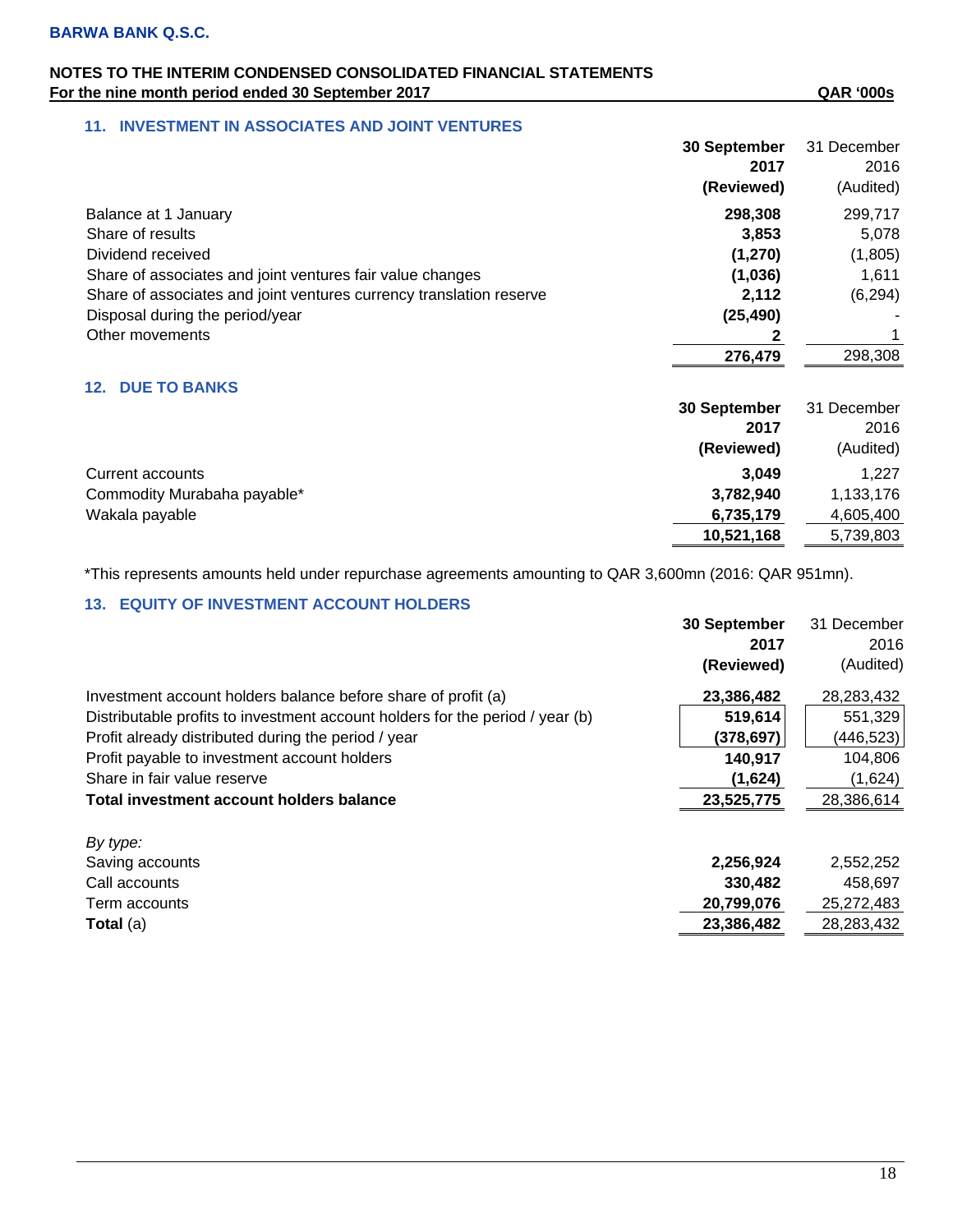## 11. INVESTMENT IN ASSOCIATES AND JOINT VENTURES

| | 30 September 2017 (Reviewed) | 31 December 2016 (Audited) |
|---|---|---|
| Balance at 1 January | **298,308** | 299,717 |
| Share of results | **3,853** | 5,078 |
| Dividend received | **(1,270)** | (1,805) |
| Share of associates and joint ventures fair value changes | **(1,036)** | 1,611 |
| Share of associates and joint ventures currency translation reserve | **2,112** | (6,294) |
| Disposal during the period/year | **(25,490)** | - |
| Other movements | **2** | 1 |
| | **276,479** | 298,308 |

## 12. DUE TO BANKS

| | 30 September 2017 (Reviewed) | 31 December 2016 (Audited) |
|---|---|---|
| Current accounts | **3,049** | 1,227 |
| Commodity Murabaha payable* | **3,782,940** | 1,133,176 |
| Wakala payable | **6,735,179** | 4,605,400 |
| | **10,521,168** | 5,739,803 |

*This represents amounts held under repurchase agreements amounting to QAR 3,600mn (2016: QAR 951mn).

## 13. EQUITY OF INVESTMENT ACCOUNT HOLDERS

| | 30 September 2017 (Reviewed) | 31 December 2016 (Audited) |
|---|---|---|
| Investment account holders balance before share of profit (a) | **23,386,482** | 28,283,432 |
| Distributable profits to investment account holders for the period / year (b) | **519,614** | 551,329 |
| Profit already distributed during the period / year | **(378,697)** | (446,523) |
| Profit payable to investment account holders | **140,917** | 104,806 |
| Share in fair value reserve | **(1,624)** | (1,624) |
| **Total investment account holders balance** | **23,525,775** | 28,386,614 |
| | | |
| *By type:* | | |
| Saving accounts | **2,256,924** | 2,552,252 |
| Call accounts | **330,482** | 458,697 |
| Term accounts | **20,799,076** | 25,272,483 |
| **Total** (a) | **23,386,482** | 28,283,432 |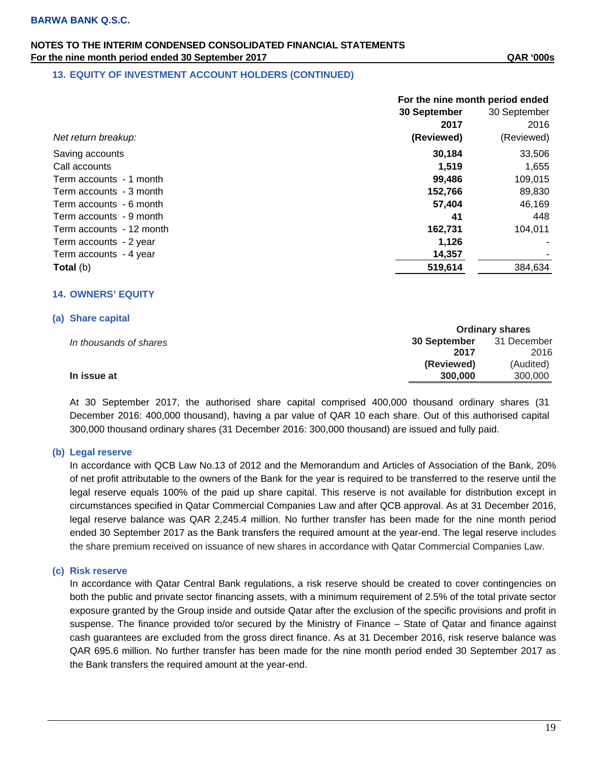**BARWA BANK Q.S.C.**

**NOTES TO THE INTERIM CONDENSED CONSOLIDATED FINANCIAL STATEMENTS**
**For the nine month period ended 30 September 2017** **QAR '000s**

## 13. EQUITY OF INVESTMENT ACCOUNT HOLDERS (CONTINUED)

| | For the nine month period ended | |
|---|---|---|
| *Net return breakup:* | **30 September 2017 (Reviewed)** | 30 September 2016 (Reviewed) |
| Saving accounts | **30,184** | 33,506 |
| Call accounts | **1,519** | 1,655 |
| Term accounts - 1 month | **99,486** | 109,015 |
| Term accounts - 3 month | **152,766** | 89,830 |
| Term accounts - 6 month | **57,404** | 46,169 |
| Term accounts - 9 month | **41** | 448 |
| Term accounts - 12 month | **162,731** | 104,011 |
| Term accounts - 2 year | **1,126** | - |
| Term accounts - 4 year | **14,357** | - |
| **Total** (b) | **519,614** | 384,634 |

## 14. OWNERS' EQUITY

### (a) Share capital

| | Ordinary shares | |
|---|---|---|
| *In thousands of shares* | **30 September 2017 (Reviewed)** | 31 December 2016 (Audited) |
| **In issue at** | **300,000** | 300,000 |

At 30 September 2017, the authorised share capital comprised 400,000 thousand ordinary shares (31 December 2016: 400,000 thousand), having a par value of QAR 10 each share. Out of this authorised capital 300,000 thousand ordinary shares (31 December 2016: 300,000 thousand) are issued and fully paid.

### (b) Legal reserve

In accordance with QCB Law No.13 of 2012 and the Memorandum and Articles of Association of the Bank, 20% of net profit attributable to the owners of the Bank for the year is required to be transferred to the reserve until the legal reserve equals 100% of the paid up share capital. This reserve is not available for distribution except in circumstances specified in Qatar Commercial Companies Law and after QCB approval. As at 31 December 2016, legal reserve balance was QAR 2,245.4 million. No further transfer has been made for the nine month period ended 30 September 2017 as the Bank transfers the required amount at the year-end. The legal reserve includes the share premium received on issuance of new shares in accordance with Qatar Commercial Companies Law.

### (c) Risk reserve

In accordance with Qatar Central Bank regulations, a risk reserve should be created to cover contingencies on both the public and private sector financing assets, with a minimum requirement of 2.5% of the total private sector exposure granted by the Group inside and outside Qatar after the exclusion of the specific provisions and profit in suspense. The finance provided to/or secured by the Ministry of Finance – State of Qatar and finance against cash guarantees are excluded from the gross direct finance. As at 31 December 2016, risk reserve balance was QAR 695.6 million. No further transfer has been made for the nine month period ended 30 September 2017 as the Bank transfers the required amount at the year-end.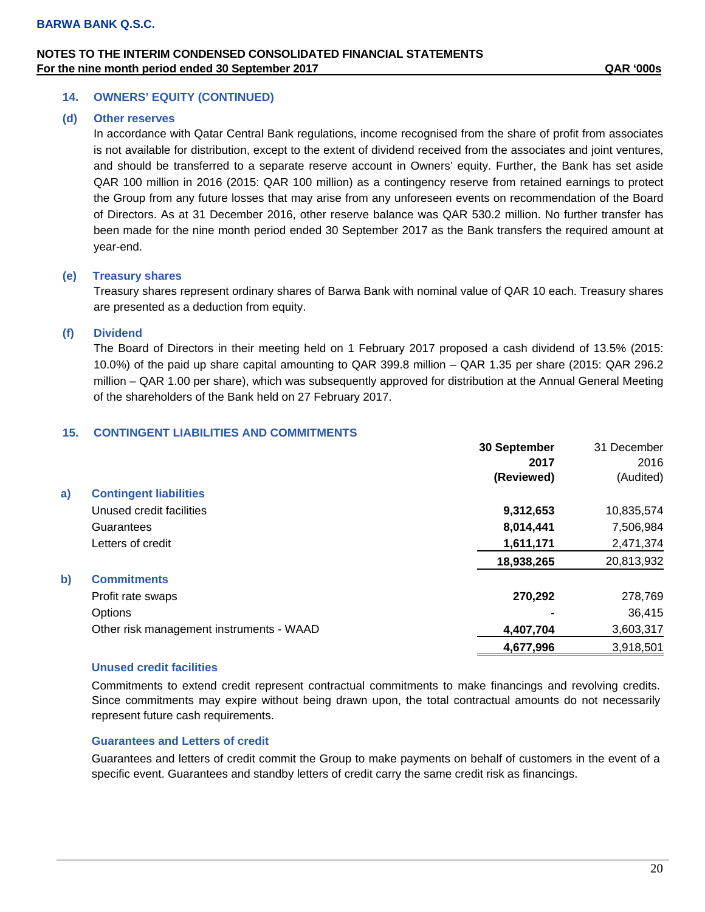## 14. OWNERS' EQUITY (CONTINUED)

### (d) Other reserves

In accordance with Qatar Central Bank regulations, income recognised from the share of profit from associates is not available for distribution, except to the extent of dividend received from the associates and joint ventures, and should be transferred to a separate reserve account in Owners' equity. Further, the Bank has set aside QAR 100 million in 2016 (2015: QAR 100 million) as a contingency reserve from retained earnings to protect the Group from any future losses that may arise from any unforeseen events on recommendation of the Board of Directors. As at 31 December 2016, other reserve balance was QAR 530.2 million. No further transfer has been made for the nine month period ended 30 September 2017 as the Bank transfers the required amount at year-end.

### (e) Treasury shares

Treasury shares represent ordinary shares of Barwa Bank with nominal value of QAR 10 each. Treasury shares are presented as a deduction from equity.

### (f) Dividend

The Board of Directors in their meeting held on 1 February 2017 proposed a cash dividend of 13.5% (2015: 10.0%) of the paid up share capital amounting to QAR 399.8 million – QAR 1.35 per share (2015: QAR 296.2 million – QAR 1.00 per share), which was subsequently approved for distribution at the Annual General Meeting of the shareholders of the Bank held on 27 February 2017.

## 15. CONTINGENT LIABILITIES AND COMMITMENTS

| | | **30 September 2017 (Reviewed)** | 31 December 2016 (Audited) |
|---|---|---|---|
| **a)** | **Contingent liabilities** | | |
| | Unused credit facilities | **9,312,653** | 10,835,574 |
| | Guarantees | **8,014,441** | 7,506,984 |
| | Letters of credit | **1,611,171** | 2,471,374 |
| | | **18,938,265** | 20,813,932 |
| **b)** | **Commitments** | | |
| | Profit rate swaps | **270,292** | 278,769 |
| | Options | **-** | 36,415 |
| | Other risk management instruments - WAAD | **4,407,704** | 3,603,317 |
| | | **4,677,996** | 3,918,501 |

### Unused credit facilities

Commitments to extend credit represent contractual commitments to make financings and revolving credits. Since commitments may expire without being drawn upon, the total contractual amounts do not necessarily represent future cash requirements.

### Guarantees and Letters of credit

Guarantees and letters of credit commit the Group to make payments on behalf of customers in the event of a specific event. Guarantees and standby letters of credit carry the same credit risk as financings.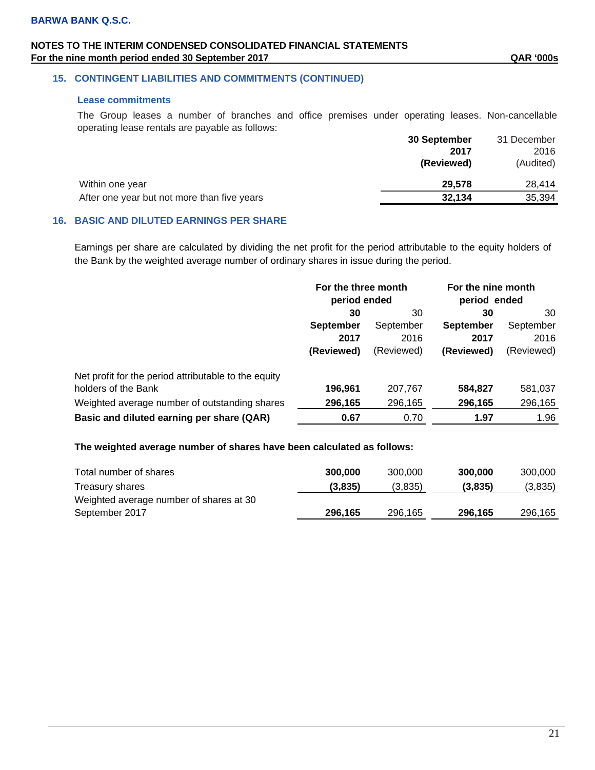## 15. CONTINGENT LIABILITIES AND COMMITMENTS (CONTINUED)

### Lease commitments

The Group leases a number of branches and office premises under operating leases. Non-cancellable operating lease rentals are payable as follows:

| | 30 September 2017 (Reviewed) | 31 December 2016 (Audited) |
|---|---|---|
| Within one year | **29,578** | 28,414 |
| After one year but not more than five years | **32,134** | 35,394 |

## 16. BASIC AND DILUTED EARNINGS PER SHARE

Earnings per share are calculated by dividing the net profit for the period attributable to the equity holders of the Bank by the weighted average number of ordinary shares in issue during the period.

| | For the three month period ended | | For the nine month period ended | |
|---|---|---|---|---|
| | 30 September 2017 (Reviewed) | 30 September 2016 (Reviewed) | 30 September 2017 (Reviewed) | 30 September 2016 (Reviewed) |
| Net profit for the period attributable to the equity holders of the Bank | **196,961** | 207,767 | **584,827** | 581,037 |
| Weighted average number of outstanding shares | **296,165** | 296,165 | **296,165** | 296,165 |
| **Basic and diluted earning per share (QAR)** | **0.67** | 0.70 | **1.97** | 1.96 |

**The weighted average number of shares have been calculated as follows:**

| | | | | |
|---|---|---|---|---|
| Total number of shares | **300,000** | 300,000 | **300,000** | 300,000 |
| Treasury shares | **(3,835)** | (3,835) | **(3,835)** | (3,835) |
| Weighted average number of shares at 30 September 2017 | **296,165** | 296,165 | **296,165** | 296,165 |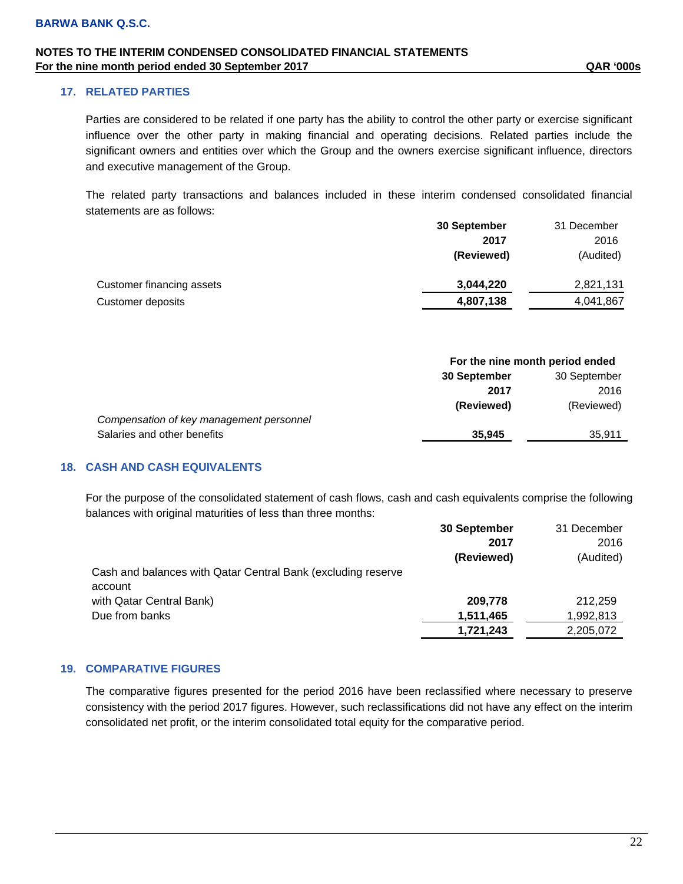## 17. RELATED PARTIES

Parties are considered to be related if one party has the ability to control the other party or exercise significant influence over the other party in making financial and operating decisions. Related parties include the significant owners and entities over which the Group and the owners exercise significant influence, directors and executive management of the Group.

The related party transactions and balances included in these interim condensed consolidated financial statements are as follows:

| | 30 September 2017 (Reviewed) | 31 December 2016 (Audited) |
|---|---|---|
| Customer financing assets | **3,044,220** | 2,821,131 |
| Customer deposits | **4,807,138** | 4,041,867 |

| | For the nine month period ended | |
|---|---|---|
| | 30 September 2017 (Reviewed) | 30 September 2016 (Reviewed) |
| *Compensation of key management personnel* | | |
| Salaries and other benefits | **35,945** | 35,911 |

## 18. CASH AND CASH EQUIVALENTS

For the purpose of the consolidated statement of cash flows, cash and cash equivalents comprise the following balances with original maturities of less than three months:

| | 30 September 2017 (Reviewed) | 31 December 2016 (Audited) |
|---|---|---|
| Cash and balances with Qatar Central Bank (excluding reserve account with Qatar Central Bank) | **209,778** | 212,259 |
| Due from banks | **1,511,465** | 1,992,813 |
| | **1,721,243** | 2,205,072 |

## 19. COMPARATIVE FIGURES

The comparative figures presented for the period 2016 have been reclassified where necessary to preserve consistency with the period 2017 figures. However, such reclassifications did not have any effect on the interim consolidated net profit, or the interim consolidated total equity for the comparative period.